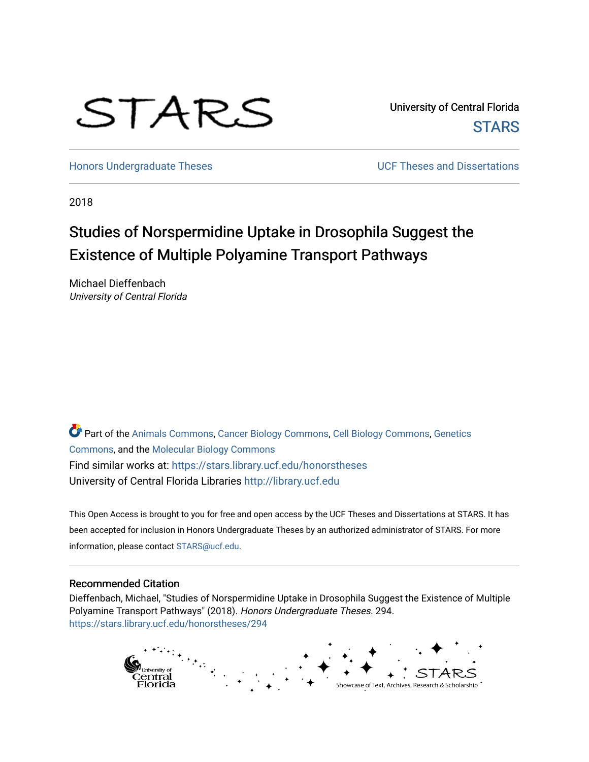STARS

University of Central Florida
STARS

Honors Undergraduate Theses

UCF Theses and Dissertations

2018

# Studies of Norspermidine Uptake in Drosophila Suggest the Existence of Multiple Polyamine Transport Pathways

Michael Dieffenbach
*University of Central Florida*

Part of the Animals Commons, Cancer Biology Commons, Cell Biology Commons, Genetics Commons, and the Molecular Biology Commons

Find similar works at: https://stars.library.ucf.edu/honorstheses

University of Central Florida Libraries http://library.ucf.edu

This Open Access is brought to you for free and open access by the UCF Theses and Dissertations at STARS. It has been accepted for inclusion in Honors Undergraduate Theses by an authorized administrator of STARS. For more information, please contact STARS@ucf.edu.

## Recommended Citation

Dieffenbach, Michael, "Studies of Norspermidine Uptake in Drosophila Suggest the Existence of Multiple Polyamine Transport Pathways" (2018). *Honors Undergraduate Theses*. 294.
https://stars.library.ucf.edu/honorstheses/294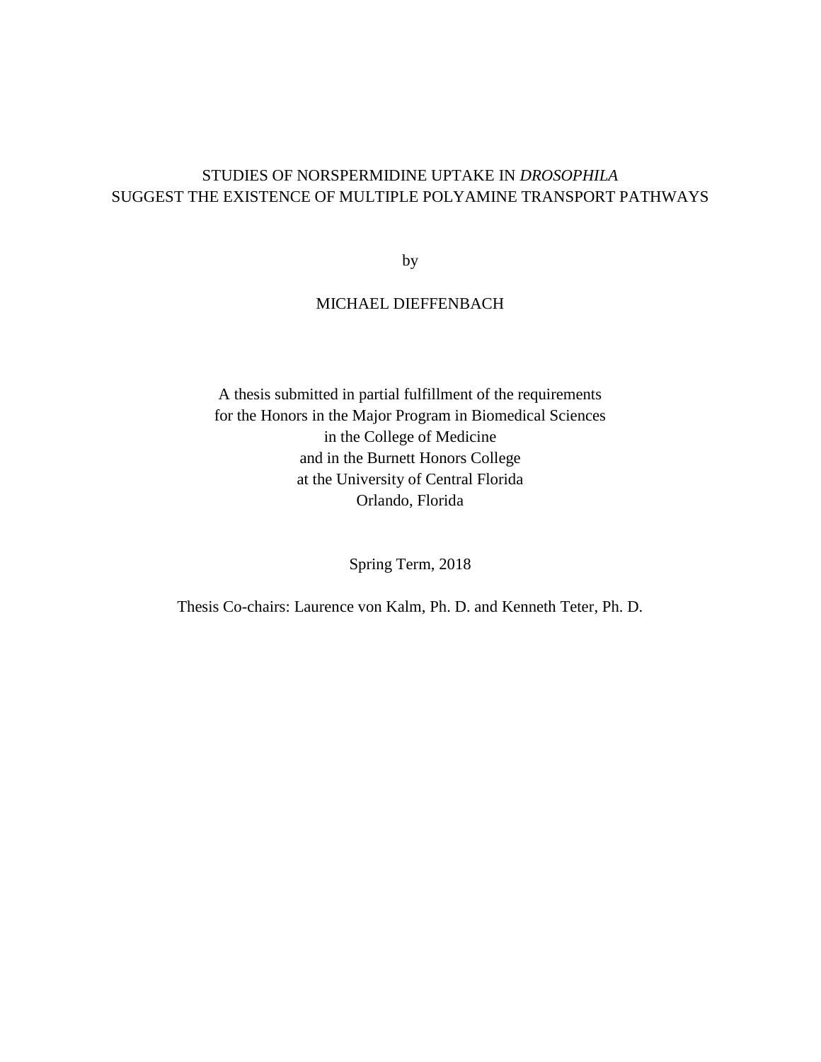# STUDIES OF NORSPERMIDINE UPTAKE IN *DROSOPHILA* SUGGEST THE EXISTENCE OF MULTIPLE POLYAMINE TRANSPORT PATHWAYS

by

MICHAEL DIEFFENBACH

A thesis submitted in partial fulfillment of the requirements
for the Honors in the Major Program in Biomedical Sciences
in the College of Medicine
and in the Burnett Honors College
at the University of Central Florida
Orlando, Florida

Spring Term, 2018

Thesis Co-chairs: Laurence von Kalm, Ph. D. and Kenneth Teter, Ph. D.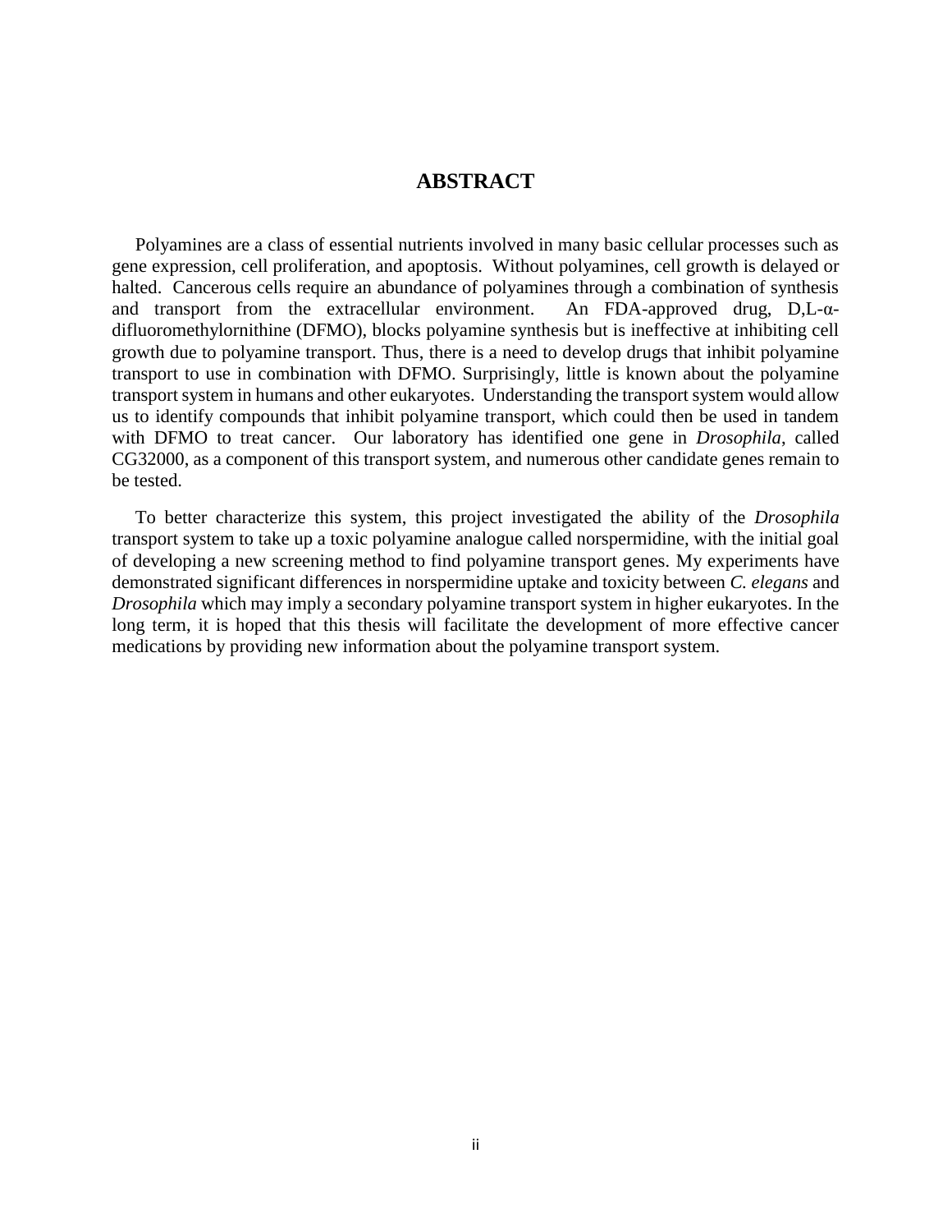# ABSTRACT

Polyamines are a class of essential nutrients involved in many basic cellular processes such as gene expression, cell proliferation, and apoptosis. Without polyamines, cell growth is delayed or halted. Cancerous cells require an abundance of polyamines through a combination of synthesis and transport from the extracellular environment. An FDA-approved drug, D,L-α-difluoromethylornithine (DFMO), blocks polyamine synthesis but is ineffective at inhibiting cell growth due to polyamine transport. Thus, there is a need to develop drugs that inhibit polyamine transport to use in combination with DFMO. Surprisingly, little is known about the polyamine transport system in humans and other eukaryotes. Understanding the transport system would allow us to identify compounds that inhibit polyamine transport, which could then be used in tandem with DFMO to treat cancer. Our laboratory has identified one gene in *Drosophila*, called CG32000, as a component of this transport system, and numerous other candidate genes remain to be tested.

To better characterize this system, this project investigated the ability of the *Drosophila* transport system to take up a toxic polyamine analogue called norspermidine, with the initial goal of developing a new screening method to find polyamine transport genes. My experiments have demonstrated significant differences in norspermidine uptake and toxicity between *C. elegans* and *Drosophila* which may imply a secondary polyamine transport system in higher eukaryotes. In the long term, it is hoped that this thesis will facilitate the development of more effective cancer medications by providing new information about the polyamine transport system.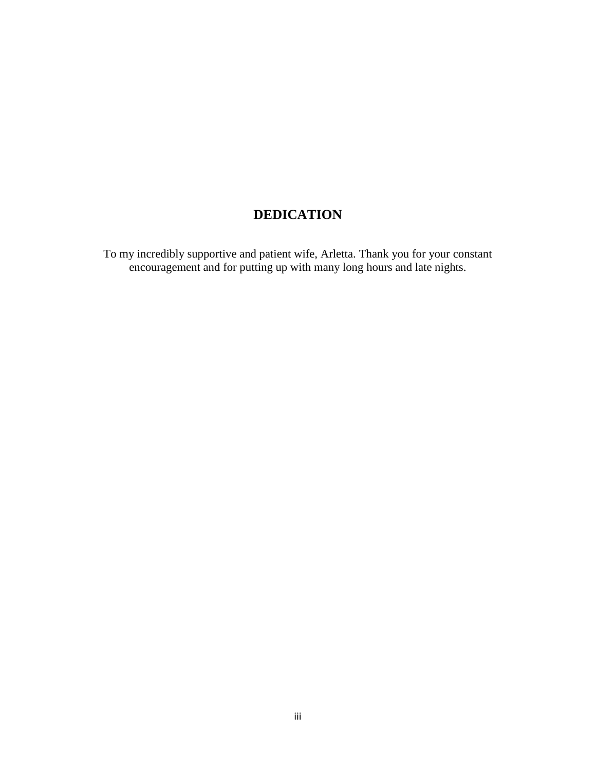# DEDICATION

To my incredibly supportive and patient wife, Arletta. Thank you for your constant encouragement and for putting up with many long hours and late nights.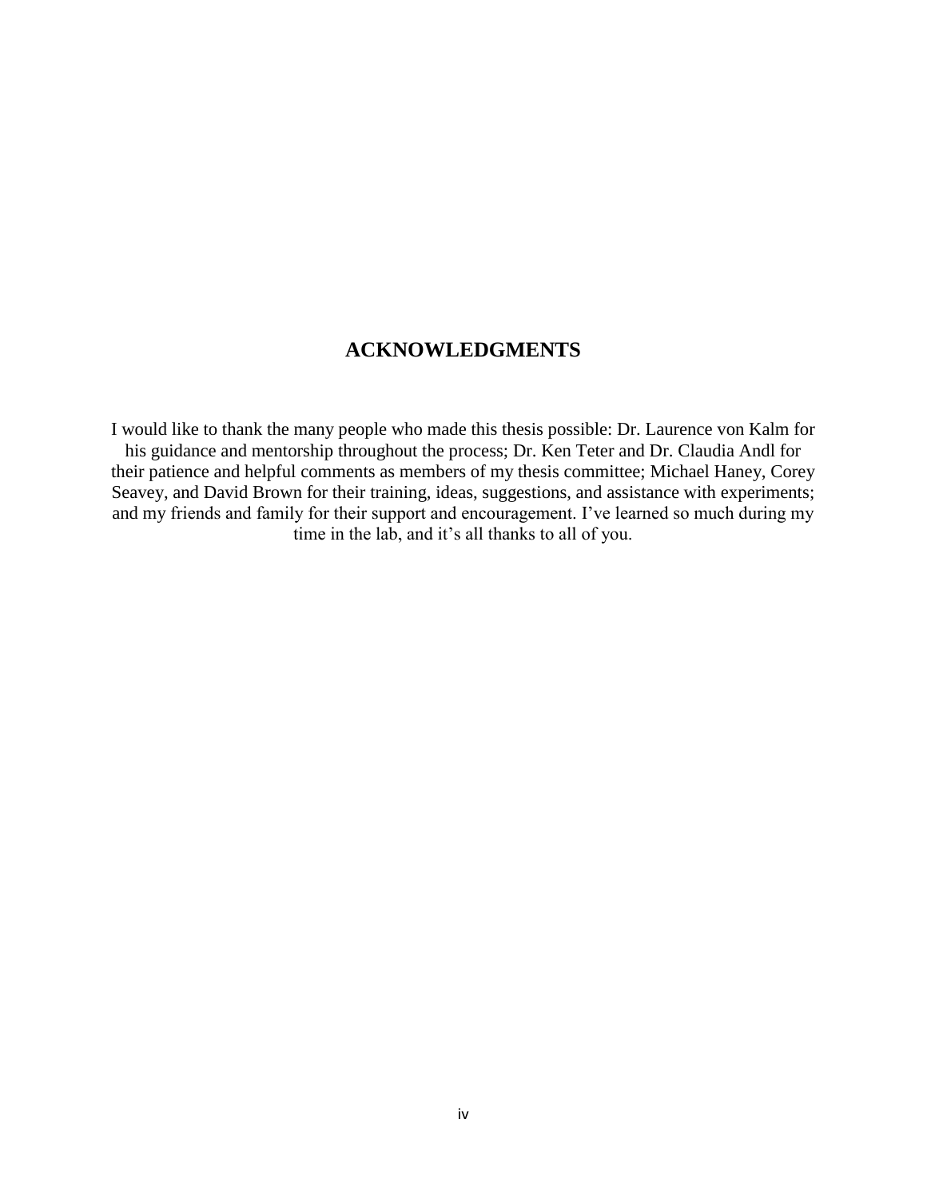## ACKNOWLEDGMENTS

I would like to thank the many people who made this thesis possible: Dr. Laurence von Kalm for his guidance and mentorship throughout the process; Dr. Ken Teter and Dr. Claudia Andl for their patience and helpful comments as members of my thesis committee; Michael Haney, Corey Seavey, and David Brown for their training, ideas, suggestions, and assistance with experiments; and my friends and family for their support and encouragement. I've learned so much during my time in the lab, and it's all thanks to all of you.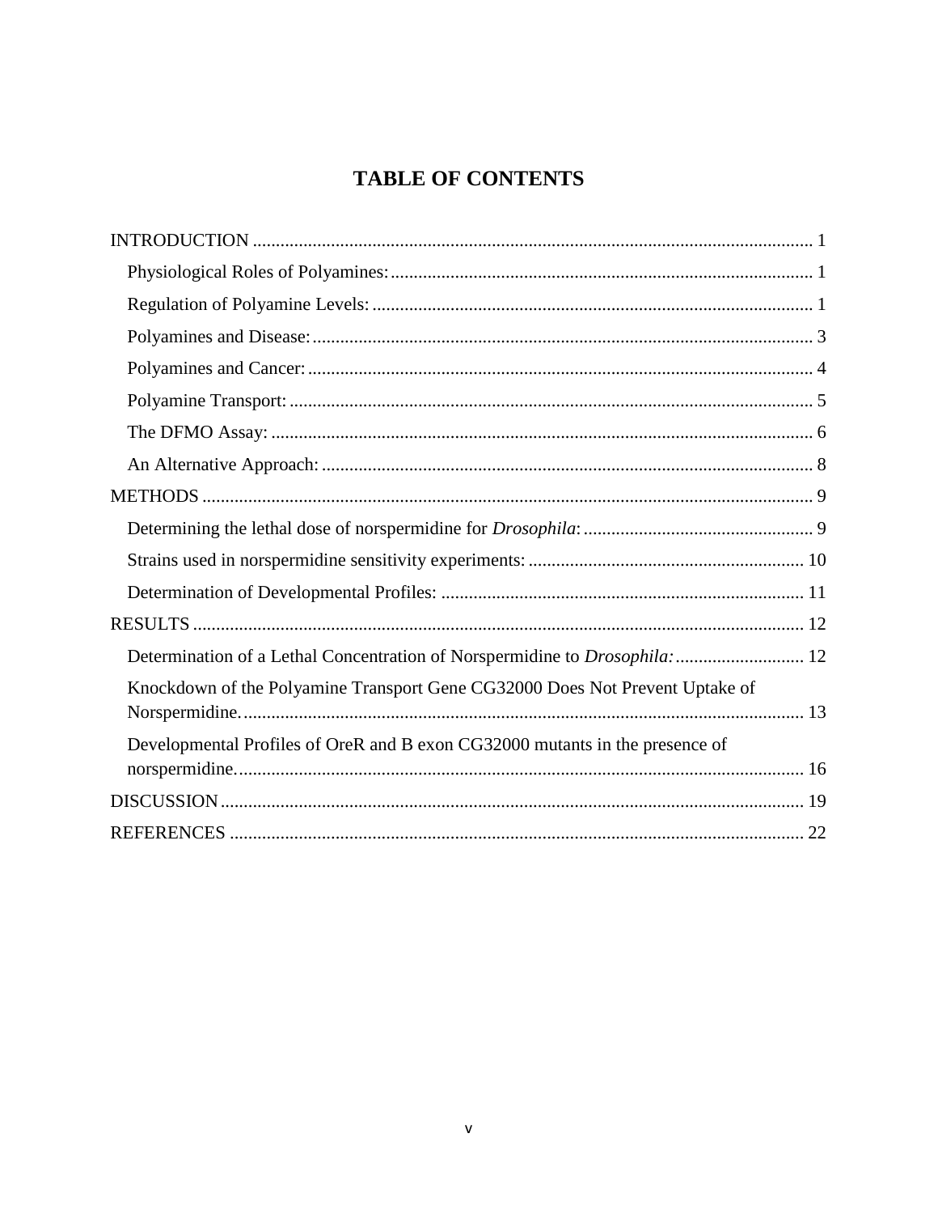# TABLE OF CONTENTS

INTRODUCTION ........................................................................................................................ 1

- Physiological Roles of Polyamines: ........................................................................................ 1
- Regulation of Polyamine Levels: ............................................................................................. 1
- Polyamines and Disease: .......................................................................................................... 3
- Polyamines and Cancer: ........................................................................................................... 4
- Polyamine Transport: ............................................................................................................... 5
- The DFMO Assay: ................................................................................................................... 6
- An Alternative Approach: ........................................................................................................ 8

METHODS .................................................................................................................................. 9

- Determining the lethal dose of norspermidine for *Drosophila*: .............................................. 9
- Strains used in norspermidine sensitivity experiments: .......................................................... 10
- Determination of Developmental Profiles: ............................................................................. 11

RESULTS .................................................................................................................................. 12

- Determination of a Lethal Concentration of Norspermidine to *Drosophila:* ......................... 12
- Knockdown of the Polyamine Transport Gene CG32000 Does Not Prevent Uptake of Norspermidine. ........................................................................................................................ 13
- Developmental Profiles of OreR and B exon CG32000 mutants in the presence of norspermidine. ......................................................................................................................... 16

DISCUSSION ............................................................................................................................ 19

REFERENCES .......................................................................................................................... 22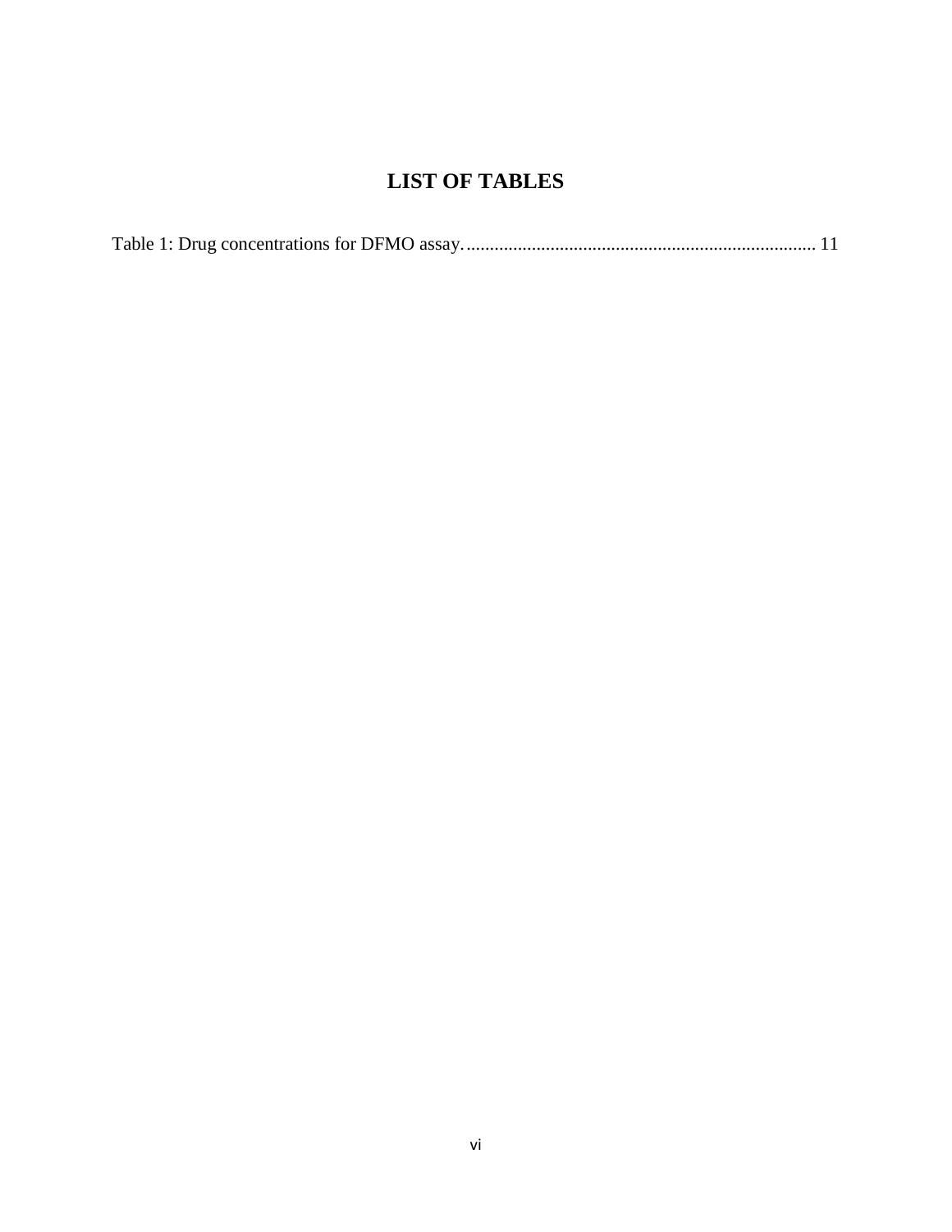# LIST OF TABLES

Table 1: Drug concentrations for DFMO assay. ........................................................................... 11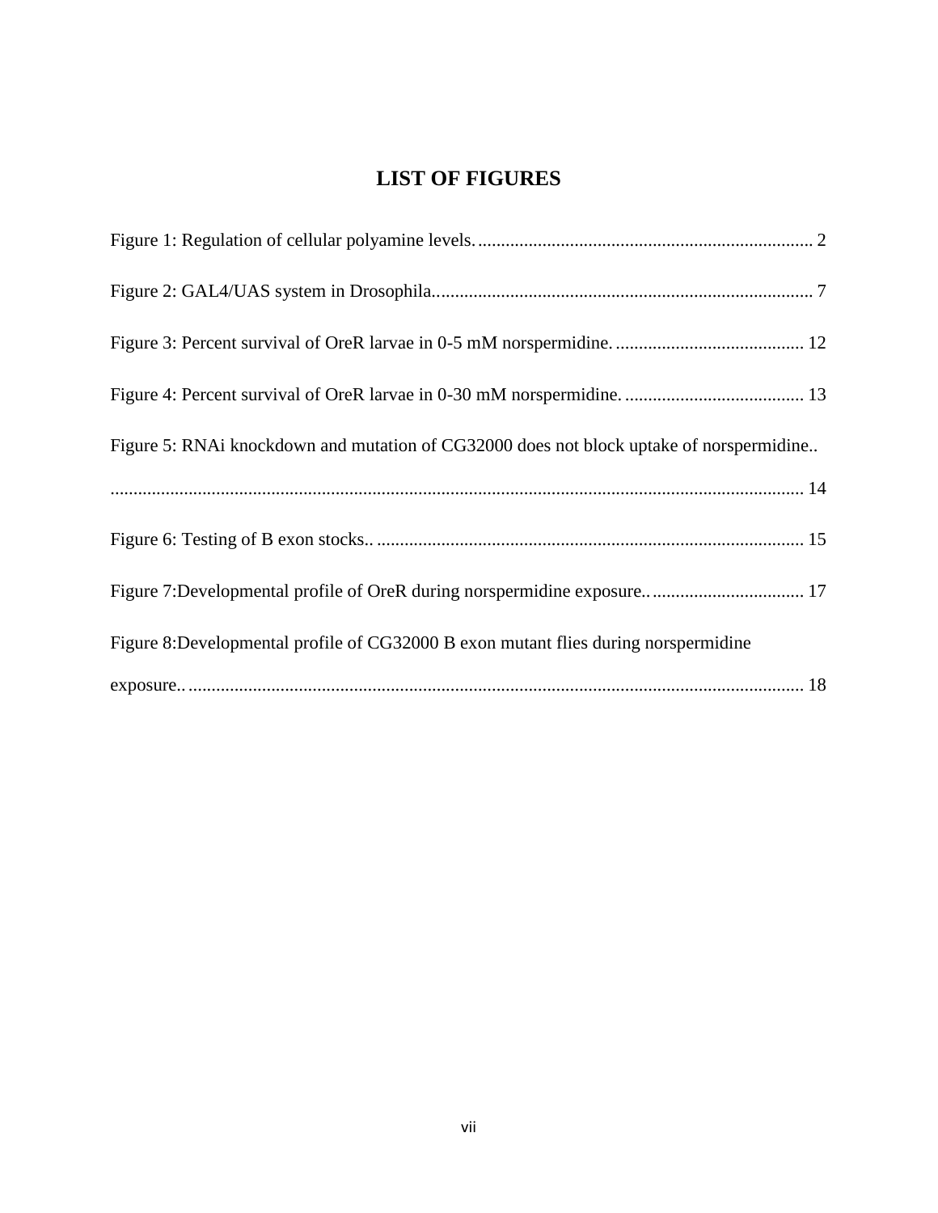# LIST OF FIGURES

Figure 1: Regulation of cellular polyamine levels. ........................................................................ 2

Figure 2: GAL4/UAS system in Drosophila. ................................................................................ 7

Figure 3: Percent survival of OreR larvae in 0-5 mM norspermidine. ......................................... 12

Figure 4: Percent survival of OreR larvae in 0-30 mM norspermidine. ....................................... 13

Figure 5: RNAi knockdown and mutation of CG32000 does not block uptake of norspermidine.. ........................................................................................................................................ 14

Figure 6: Testing of B exon stocks.. ............................................................................................ 15

Figure 7:Developmental profile of OreR during norspermidine exposure.. ................................. 17

Figure 8:Developmental profile of CG32000 B exon mutant flies during norspermidine exposure.. ...................................................................................................................................... 18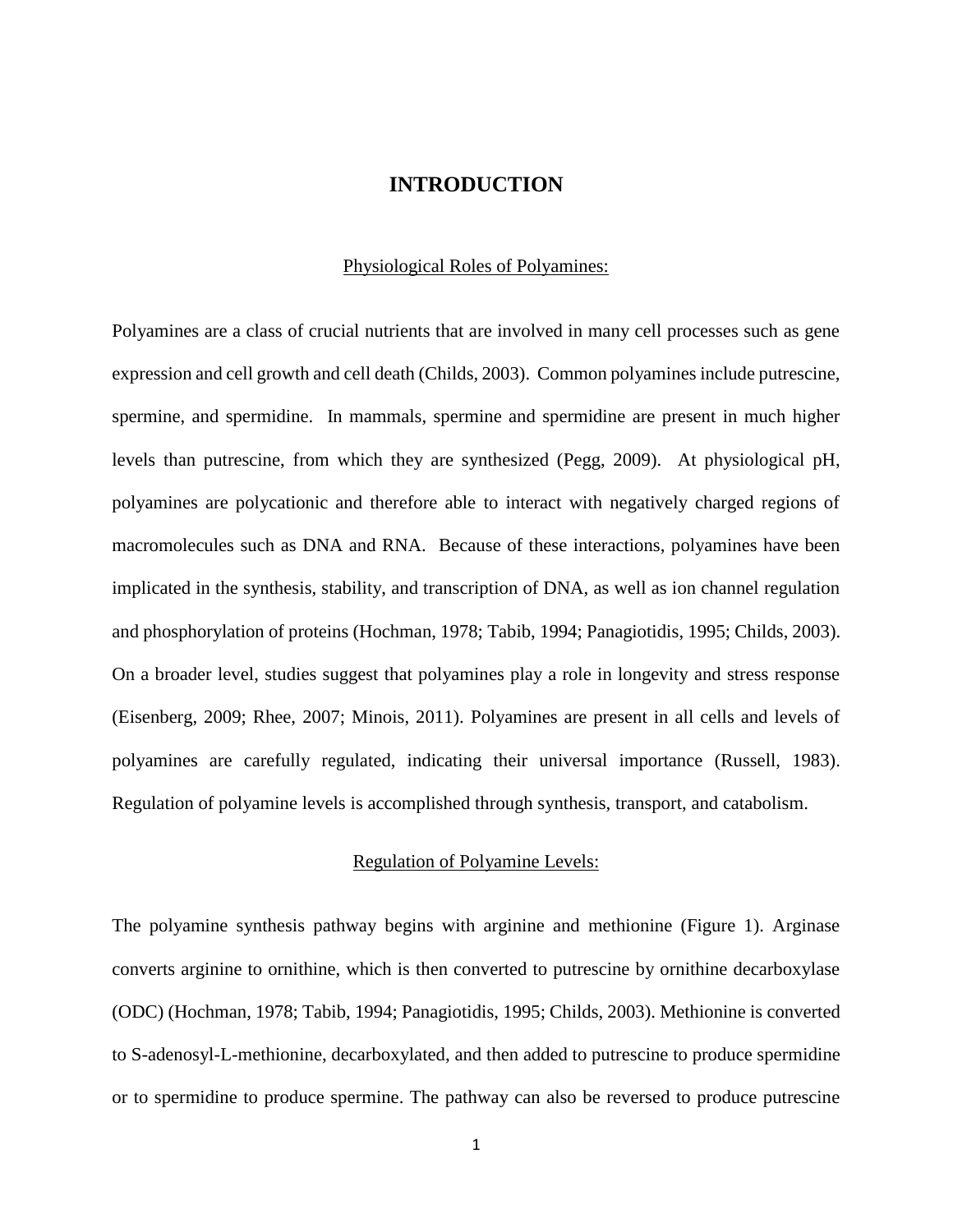# INTRODUCTION

## Physiological Roles of Polyamines:

Polyamines are a class of crucial nutrients that are involved in many cell processes such as gene expression and cell growth and cell death (Childs, 2003). Common polyamines include putrescine, spermine, and spermidine. In mammals, spermine and spermidine are present in much higher levels than putrescine, from which they are synthesized (Pegg, 2009). At physiological pH, polyamines are polycationic and therefore able to interact with negatively charged regions of macromolecules such as DNA and RNA. Because of these interactions, polyamines have been implicated in the synthesis, stability, and transcription of DNA, as well as ion channel regulation and phosphorylation of proteins (Hochman, 1978; Tabib, 1994; Panagiotidis, 1995; Childs, 2003). On a broader level, studies suggest that polyamines play a role in longevity and stress response (Eisenberg, 2009; Rhee, 2007; Minois, 2011). Polyamines are present in all cells and levels of polyamines are carefully regulated, indicating their universal importance (Russell, 1983). Regulation of polyamine levels is accomplished through synthesis, transport, and catabolism.

## Regulation of Polyamine Levels:

The polyamine synthesis pathway begins with arginine and methionine (Figure 1). Arginase converts arginine to ornithine, which is then converted to putrescine by ornithine decarboxylase (ODC) (Hochman, 1978; Tabib, 1994; Panagiotidis, 1995; Childs, 2003). Methionine is converted to S-adenosyl-L-methionine, decarboxylated, and then added to putrescine to produce spermidine or to spermidine to produce spermine. The pathway can also be reversed to produce putrescine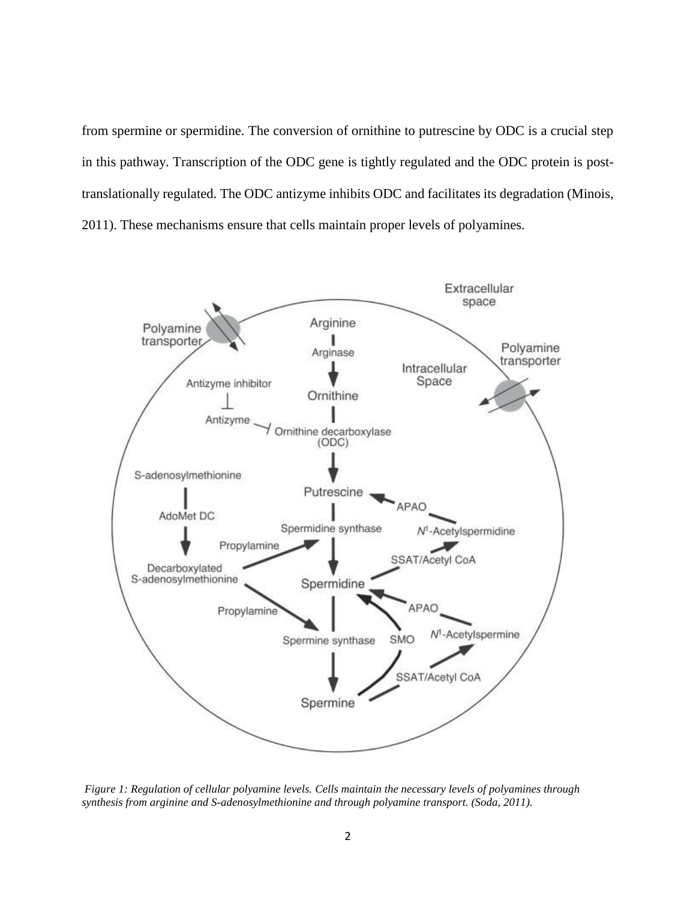from spermine or spermidine. The conversion of ornithine to putrescine by ODC is a crucial step in this pathway. Transcription of the ODC gene is tightly regulated and the ODC protein is post-translationally regulated. The ODC antizyme inhibits ODC and facilitates its degradation (Minois, 2011). These mechanisms ensure that cells maintain proper levels of polyamines.

*Figure 1: Regulation of cellular polyamine levels. Cells maintain the necessary levels of polyamines through synthesis from arginine and S-adenosylmethionine and through polyamine transport. (Soda, 2011).*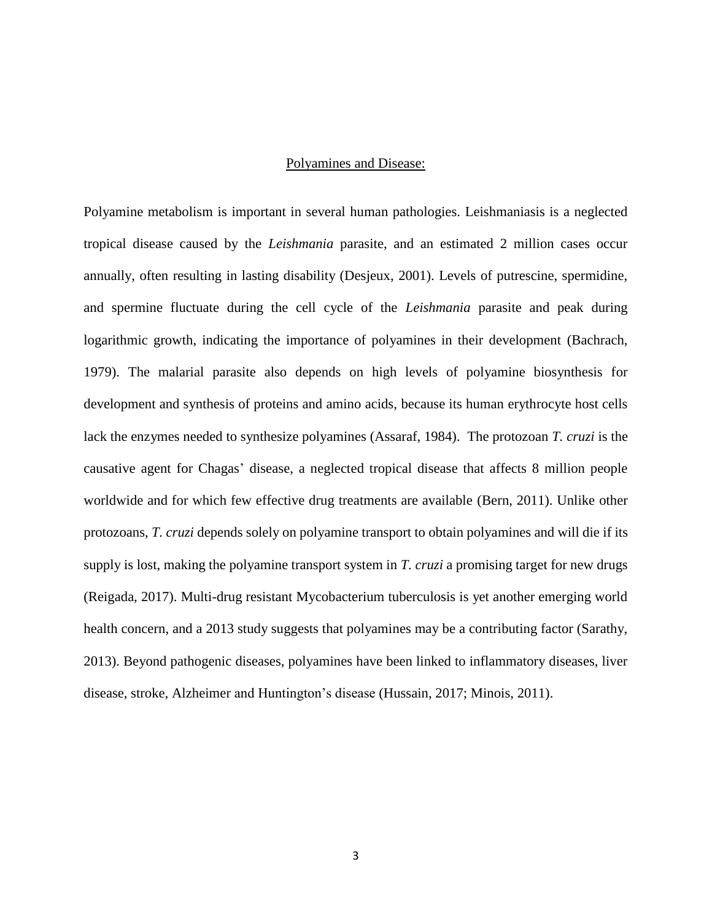## Polyamines and Disease:

Polyamine metabolism is important in several human pathologies. Leishmaniasis is a neglected tropical disease caused by the *Leishmania* parasite, and an estimated 2 million cases occur annually, often resulting in lasting disability (Desjeux, 2001). Levels of putrescine, spermidine, and spermine fluctuate during the cell cycle of the *Leishmania* parasite and peak during logarithmic growth, indicating the importance of polyamines in their development (Bachrach, 1979). The malarial parasite also depends on high levels of polyamine biosynthesis for development and synthesis of proteins and amino acids, because its human erythrocyte host cells lack the enzymes needed to synthesize polyamines (Assaraf, 1984). The protozoan *T. cruzi* is the causative agent for Chagas' disease, a neglected tropical disease that affects 8 million people worldwide and for which few effective drug treatments are available (Bern, 2011). Unlike other protozoans, *T. cruzi* depends solely on polyamine transport to obtain polyamines and will die if its supply is lost, making the polyamine transport system in *T. cruzi* a promising target for new drugs (Reigada, 2017). Multi-drug resistant Mycobacterium tuberculosis is yet another emerging world health concern, and a 2013 study suggests that polyamines may be a contributing factor (Sarathy, 2013). Beyond pathogenic diseases, polyamines have been linked to inflammatory diseases, liver disease, stroke, Alzheimer and Huntington's disease (Hussain, 2017; Minois, 2011).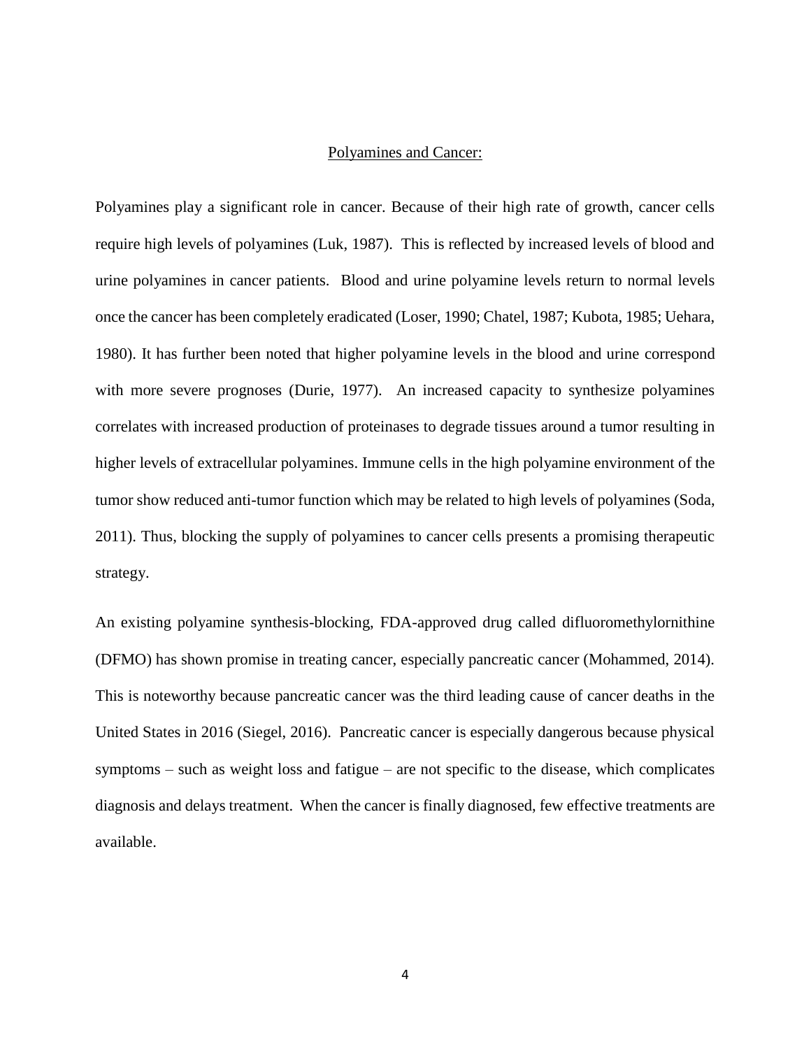## Polyamines and Cancer:

Polyamines play a significant role in cancer. Because of their high rate of growth, cancer cells require high levels of polyamines (Luk, 1987). This is reflected by increased levels of blood and urine polyamines in cancer patients. Blood and urine polyamine levels return to normal levels once the cancer has been completely eradicated (Loser, 1990; Chatel, 1987; Kubota, 1985; Uehara, 1980). It has further been noted that higher polyamine levels in the blood and urine correspond with more severe prognoses (Durie, 1977). An increased capacity to synthesize polyamines correlates with increased production of proteinases to degrade tissues around a tumor resulting in higher levels of extracellular polyamines. Immune cells in the high polyamine environment of the tumor show reduced anti-tumor function which may be related to high levels of polyamines (Soda, 2011). Thus, blocking the supply of polyamines to cancer cells presents a promising therapeutic strategy.

An existing polyamine synthesis-blocking, FDA-approved drug called difluoromethylornithine (DFMO) has shown promise in treating cancer, especially pancreatic cancer (Mohammed, 2014). This is noteworthy because pancreatic cancer was the third leading cause of cancer deaths in the United States in 2016 (Siegel, 2016). Pancreatic cancer is especially dangerous because physical symptoms – such as weight loss and fatigue – are not specific to the disease, which complicates diagnosis and delays treatment. When the cancer is finally diagnosed, few effective treatments are available.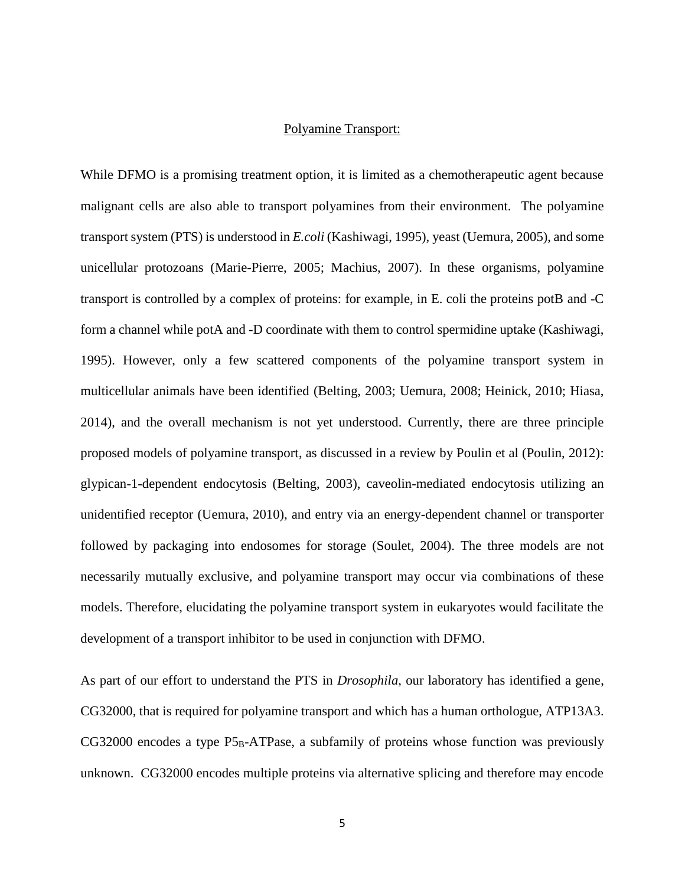## Polyamine Transport:

While DFMO is a promising treatment option, it is limited as a chemotherapeutic agent because malignant cells are also able to transport polyamines from their environment. The polyamine transport system (PTS) is understood in *E.coli* (Kashiwagi, 1995), yeast (Uemura, 2005), and some unicellular protozoans (Marie-Pierre, 2005; Machius, 2007). In these organisms, polyamine transport is controlled by a complex of proteins: for example, in E. coli the proteins potB and -C form a channel while potA and -D coordinate with them to control spermidine uptake (Kashiwagi, 1995). However, only a few scattered components of the polyamine transport system in multicellular animals have been identified (Belting, 2003; Uemura, 2008; Heinick, 2010; Hiasa, 2014), and the overall mechanism is not yet understood. Currently, there are three principle proposed models of polyamine transport, as discussed in a review by Poulin et al (Poulin, 2012): glypican-1-dependent endocytosis (Belting, 2003), caveolin-mediated endocytosis utilizing an unidentified receptor (Uemura, 2010), and entry via an energy-dependent channel or transporter followed by packaging into endosomes for storage (Soulet, 2004). The three models are not necessarily mutually exclusive, and polyamine transport may occur via combinations of these models. Therefore, elucidating the polyamine transport system in eukaryotes would facilitate the development of a transport inhibitor to be used in conjunction with DFMO.

As part of our effort to understand the PTS in *Drosophila*, our laboratory has identified a gene, CG32000, that is required for polyamine transport and which has a human orthologue, ATP13A3. CG32000 encodes a type $P5_B$-ATPase, a subfamily of proteins whose function was previously unknown. CG32000 encodes multiple proteins via alternative splicing and therefore may encode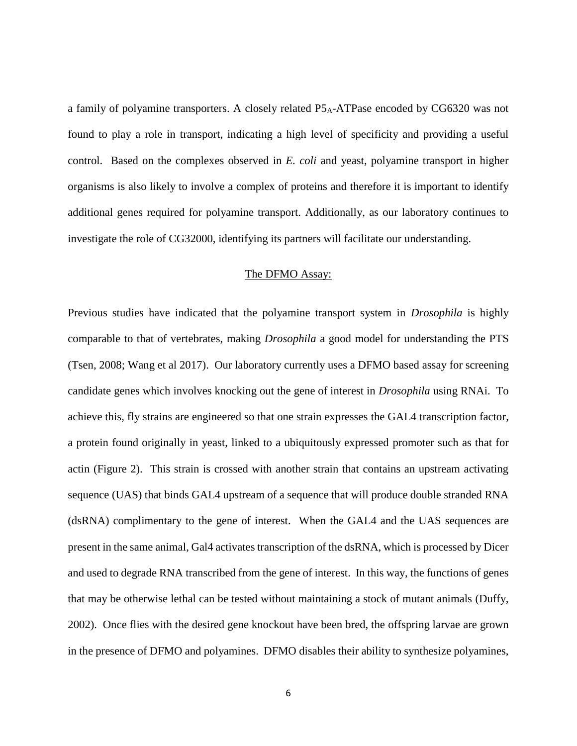a family of polyamine transporters. A closely related $P5_A$-ATPase encoded by CG6320 was not found to play a role in transport, indicating a high level of specificity and providing a useful control. Based on the complexes observed in *E. coli* and yeast, polyamine transport in higher organisms is also likely to involve a complex of proteins and therefore it is important to identify additional genes required for polyamine transport. Additionally, as our laboratory continues to investigate the role of CG32000, identifying its partners will facilitate our understanding.

## The DFMO Assay:

Previous studies have indicated that the polyamine transport system in *Drosophila* is highly comparable to that of vertebrates, making *Drosophila* a good model for understanding the PTS (Tsen, 2008; Wang et al 2017). Our laboratory currently uses a DFMO based assay for screening candidate genes which involves knocking out the gene of interest in *Drosophila* using RNAi. To achieve this, fly strains are engineered so that one strain expresses the GAL4 transcription factor, a protein found originally in yeast, linked to a ubiquitously expressed promoter such as that for actin (Figure 2). This strain is crossed with another strain that contains an upstream activating sequence (UAS) that binds GAL4 upstream of a sequence that will produce double stranded RNA (dsRNA) complimentary to the gene of interest. When the GAL4 and the UAS sequences are present in the same animal, Gal4 activates transcription of the dsRNA, which is processed by Dicer and used to degrade RNA transcribed from the gene of interest. In this way, the functions of genes that may be otherwise lethal can be tested without maintaining a stock of mutant animals (Duffy, 2002). Once flies with the desired gene knockout have been bred, the offspring larvae are grown in the presence of DFMO and polyamines. DFMO disables their ability to synthesize polyamines,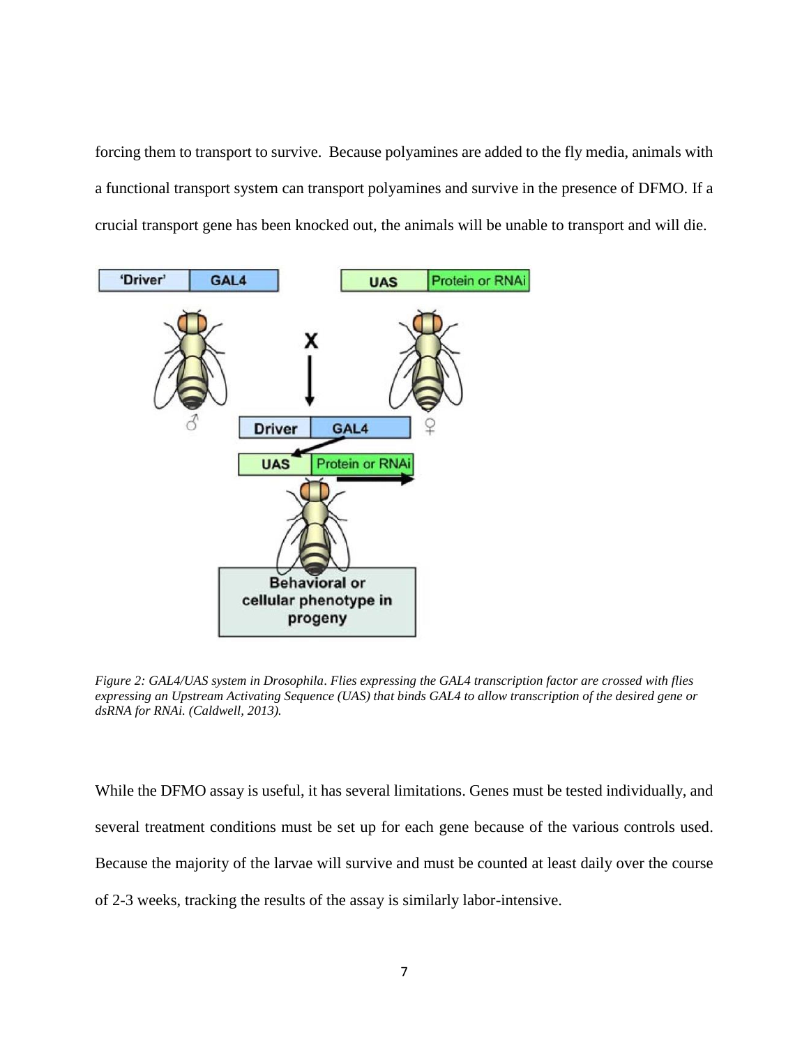forcing them to transport to survive. Because polyamines are added to the fly media, animals with a functional transport system can transport polyamines and survive in the presence of DFMO. If a crucial transport gene has been knocked out, the animals will be unable to transport and will die.

*Figure 2: GAL4/UAS system in Drosophila. Flies expressing the GAL4 transcription factor are crossed with flies expressing an Upstream Activating Sequence (UAS) that binds GAL4 to allow transcription of the desired gene or dsRNA for RNAi. (Caldwell, 2013).*

While the DFMO assay is useful, it has several limitations. Genes must be tested individually, and several treatment conditions must be set up for each gene because of the various controls used. Because the majority of the larvae will survive and must be counted at least daily over the course of 2-3 weeks, tracking the results of the assay is similarly labor-intensive.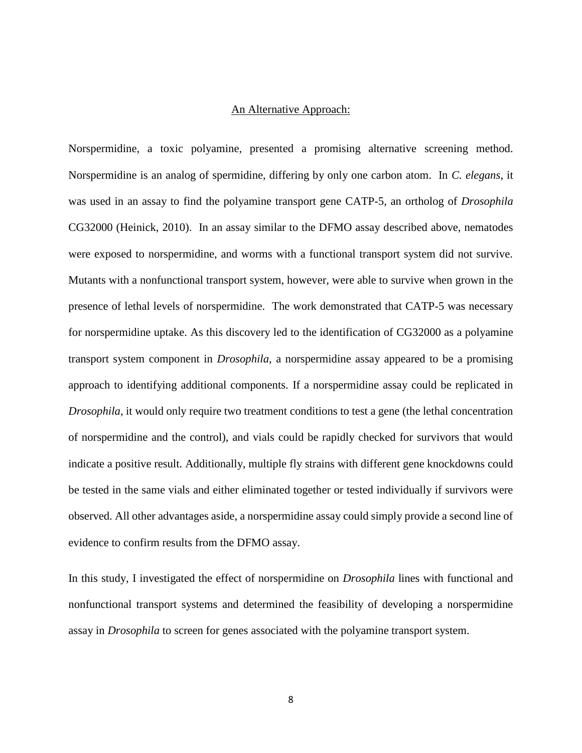## An Alternative Approach:

Norspermidine, a toxic polyamine, presented a promising alternative screening method. Norspermidine is an analog of spermidine, differing by only one carbon atom. In *C. elegans*, it was used in an assay to find the polyamine transport gene CATP-5, an ortholog of *Drosophila* CG32000 (Heinick, 2010). In an assay similar to the DFMO assay described above, nematodes were exposed to norspermidine, and worms with a functional transport system did not survive. Mutants with a nonfunctional transport system, however, were able to survive when grown in the presence of lethal levels of norspermidine. The work demonstrated that CATP-5 was necessary for norspermidine uptake. As this discovery led to the identification of CG32000 as a polyamine transport system component in *Drosophila*, a norspermidine assay appeared to be a promising approach to identifying additional components. If a norspermidine assay could be replicated in *Drosophila*, it would only require two treatment conditions to test a gene (the lethal concentration of norspermidine and the control), and vials could be rapidly checked for survivors that would indicate a positive result. Additionally, multiple fly strains with different gene knockdowns could be tested in the same vials and either eliminated together or tested individually if survivors were observed. All other advantages aside, a norspermidine assay could simply provide a second line of evidence to confirm results from the DFMO assay.

In this study, I investigated the effect of norspermidine on *Drosophila* lines with functional and nonfunctional transport systems and determined the feasibility of developing a norspermidine assay in *Drosophila* to screen for genes associated with the polyamine transport system.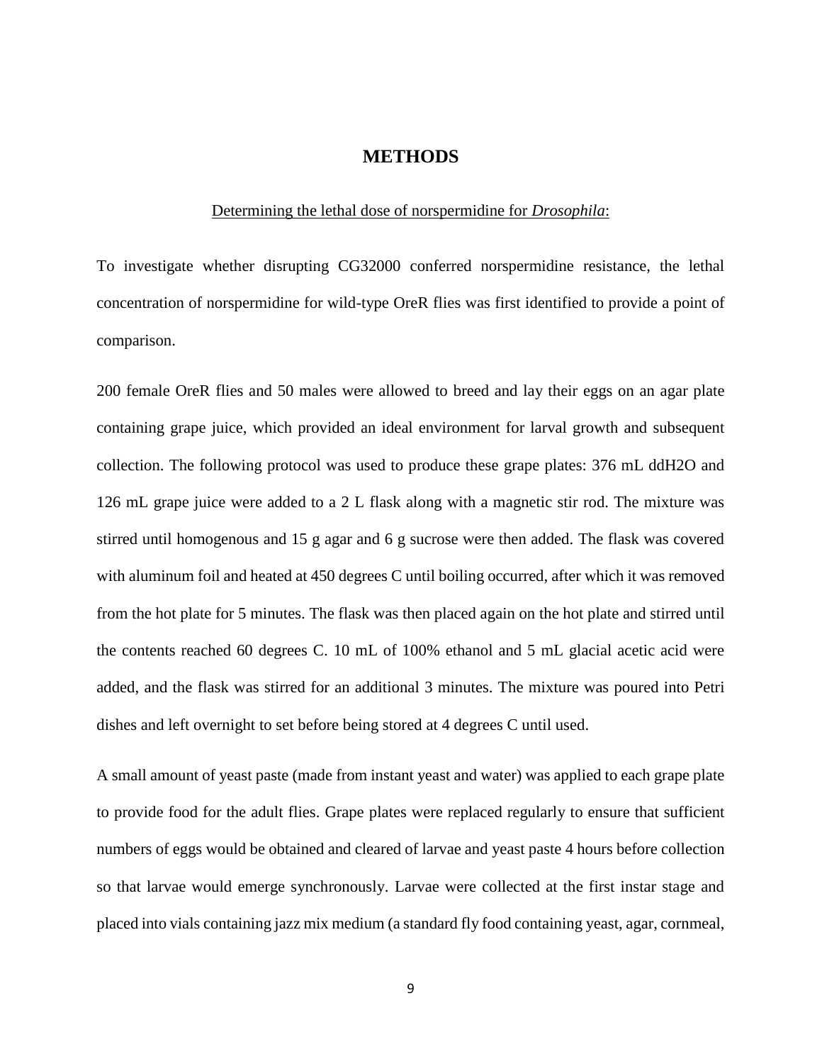# METHODS

## Determining the lethal dose of norspermidine for *Drosophila*:

To investigate whether disrupting CG32000 conferred norspermidine resistance, the lethal concentration of norspermidine for wild-type OreR flies was first identified to provide a point of comparison.

200 female OreR flies and 50 males were allowed to breed and lay their eggs on an agar plate containing grape juice, which provided an ideal environment for larval growth and subsequent collection. The following protocol was used to produce these grape plates: 376 mL ddH2O and 126 mL grape juice were added to a 2 L flask along with a magnetic stir rod. The mixture was stirred until homogenous and 15 g agar and 6 g sucrose were then added. The flask was covered with aluminum foil and heated at 450 degrees C until boiling occurred, after which it was removed from the hot plate for 5 minutes. The flask was then placed again on the hot plate and stirred until the contents reached 60 degrees C. 10 mL of 100% ethanol and 5 mL glacial acetic acid were added, and the flask was stirred for an additional 3 minutes. The mixture was poured into Petri dishes and left overnight to set before being stored at 4 degrees C until used.

A small amount of yeast paste (made from instant yeast and water) was applied to each grape plate to provide food for the adult flies. Grape plates were replaced regularly to ensure that sufficient numbers of eggs would be obtained and cleared of larvae and yeast paste 4 hours before collection so that larvae would emerge synchronously. Larvae were collected at the first instar stage and placed into vials containing jazz mix medium (a standard fly food containing yeast, agar, cornmeal,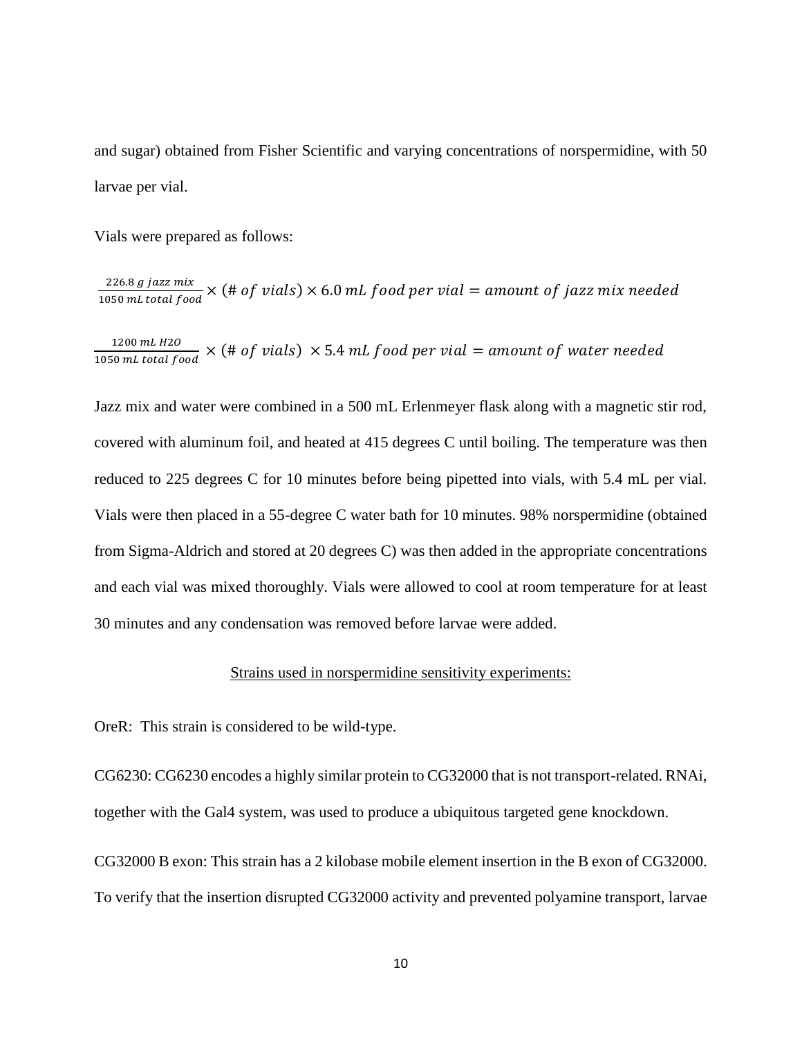and sugar) obtained from Fisher Scientific and varying concentrations of norspermidine, with 50 larvae per vial.

Vials were prepared as follows:

$$\frac{226.8\ g\ jazz\ mix}{1050\ mL\ total\ food} \times (\#\ of\ vials) \times 6.0\ mL\ food\ per\ vial = amount\ of\ jazz\ mix\ needed$$

$$\frac{1200\ mL\ H2O}{1050\ mL\ total\ food} \times (\#\ of\ vials)\ \times 5.4\ mL\ food\ per\ vial = amount\ of\ water\ needed$$

Jazz mix and water were combined in a 500 mL Erlenmeyer flask along with a magnetic stir rod, covered with aluminum foil, and heated at 415 degrees C until boiling. The temperature was then reduced to 225 degrees C for 10 minutes before being pipetted into vials, with 5.4 mL per vial. Vials were then placed in a 55-degree C water bath for 10 minutes. 98% norspermidine (obtained from Sigma-Aldrich and stored at 20 degrees C) was then added in the appropriate concentrations and each vial was mixed thoroughly. Vials were allowed to cool at room temperature for at least 30 minutes and any condensation was removed before larvae were added.

<u>Strains used in norspermidine sensitivity experiments:</u>

OreR: This strain is considered to be wild-type.

CG6230: CG6230 encodes a highly similar protein to CG32000 that is not transport-related. RNAi, together with the Gal4 system, was used to produce a ubiquitous targeted gene knockdown.

CG32000 B exon: This strain has a 2 kilobase mobile element insertion in the B exon of CG32000. To verify that the insertion disrupted CG32000 activity and prevented polyamine transport, larvae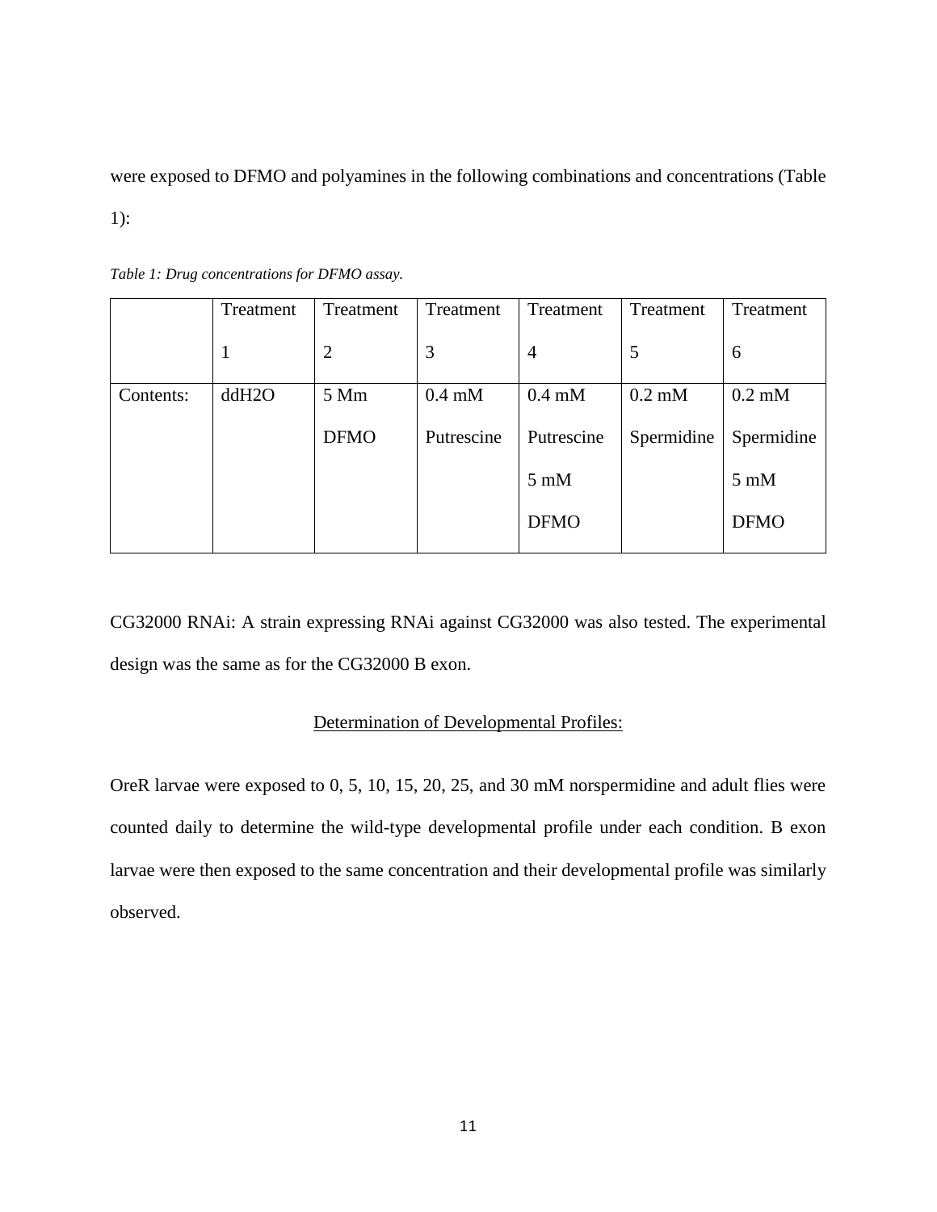were exposed to DFMO and polyamines in the following combinations and concentrations (Table 1):

*Table 1: Drug concentrations for DFMO assay.*

| | Treatment 1 | Treatment 2 | Treatment 3 | Treatment 4 | Treatment 5 | Treatment 6 |
|---|---|---|---|---|---|---|
| Contents: | ddH2O | 5 Mm DFMO | 0.4 mM Putrescine | 0.4 mM Putrescine 5 mM DFMO | 0.2 mM Spermidine | 0.2 mM Spermidine 5 mM DFMO |

CG32000 RNAi: A strain expressing RNAi against CG32000 was also tested. The experimental design was the same as for the CG32000 B exon.

<u>Determination of Developmental Profiles:</u>

OreR larvae were exposed to 0, 5, 10, 15, 20, 25, and 30 mM norspermidine and adult flies were counted daily to determine the wild-type developmental profile under each condition. B exon larvae were then exposed to the same concentration and their developmental profile was similarly observed.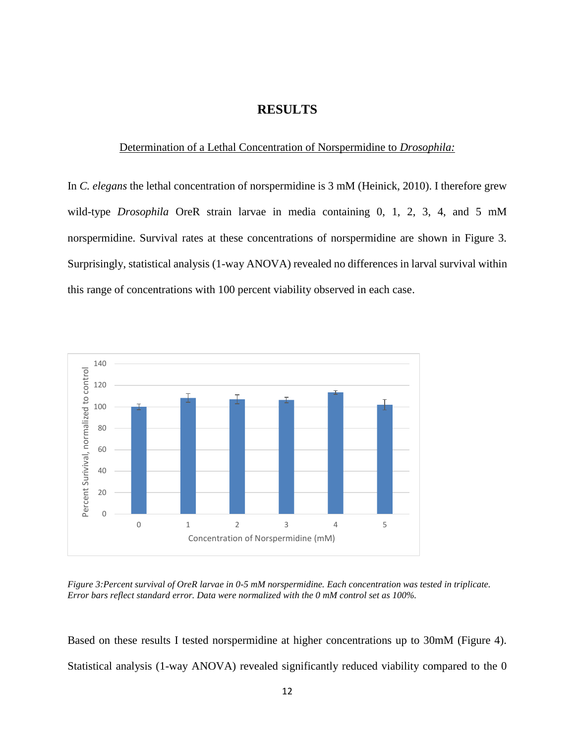# RESULTS

<u>Determination of a Lethal Concentration of Norspermidine to *Drosophila:*</u>

In *C. elegans* the lethal concentration of norspermidine is 3 mM (Heinick, 2010). I therefore grew wild-type *Drosophila* OreR strain larvae in media containing 0, 1, 2, 3, 4, and 5 mM norspermidine. Survival rates at these concentrations of norspermidine are shown in Figure 3. Surprisingly, statistical analysis (1-way ANOVA) revealed no differences in larval survival within this range of concentrations with 100 percent viability observed in each case.

*Figure 3:Percent survival of OreR larvae in 0-5 mM norspermidine. Each concentration was tested in triplicate. Error bars reflect standard error. Data were normalized with the 0 mM control set as 100%.*

Based on these results I tested norspermidine at higher concentrations up to 30mM (Figure 4). Statistical analysis (1-way ANOVA) revealed significantly reduced viability compared to the 0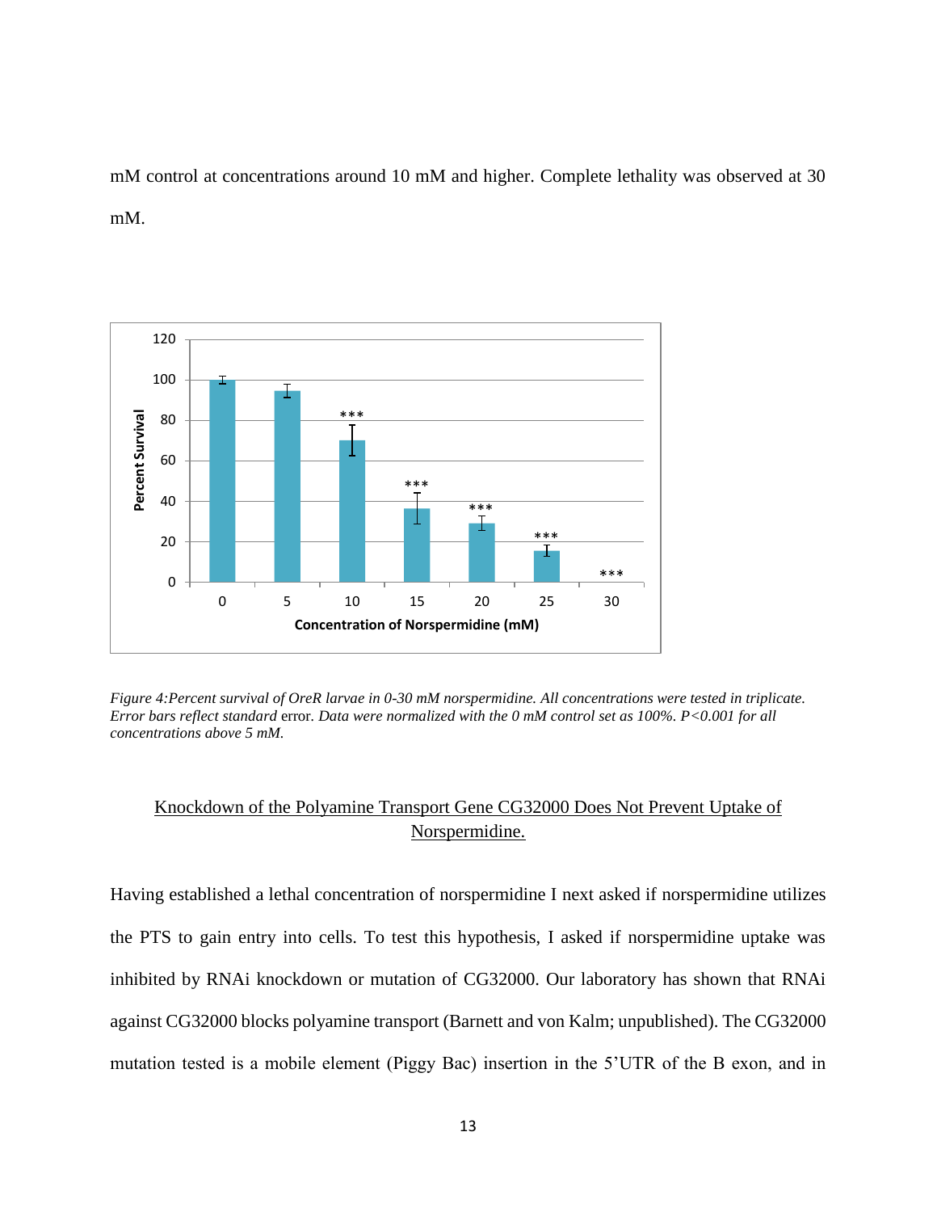mM control at concentrations around 10 mM and higher. Complete lethality was observed at 30 mM.

*Figure 4:Percent survival of OreR larvae in 0-30 mM norspermidine. All concentrations were tested in triplicate. Error bars reflect standard* error. *Data were normalized with the 0 mM control set as 100%. P<0.001 for all concentrations above 5 mM.*

## Knockdown of the Polyamine Transport Gene CG32000 Does Not Prevent Uptake of Norspermidine.

Having established a lethal concentration of norspermidine I next asked if norspermidine utilizes the PTS to gain entry into cells. To test this hypothesis, I asked if norspermidine uptake was inhibited by RNAi knockdown or mutation of CG32000. Our laboratory has shown that RNAi against CG32000 blocks polyamine transport (Barnett and von Kalm; unpublished). The CG32000 mutation tested is a mobile element (Piggy Bac) insertion in the 5'UTR of the B exon, and in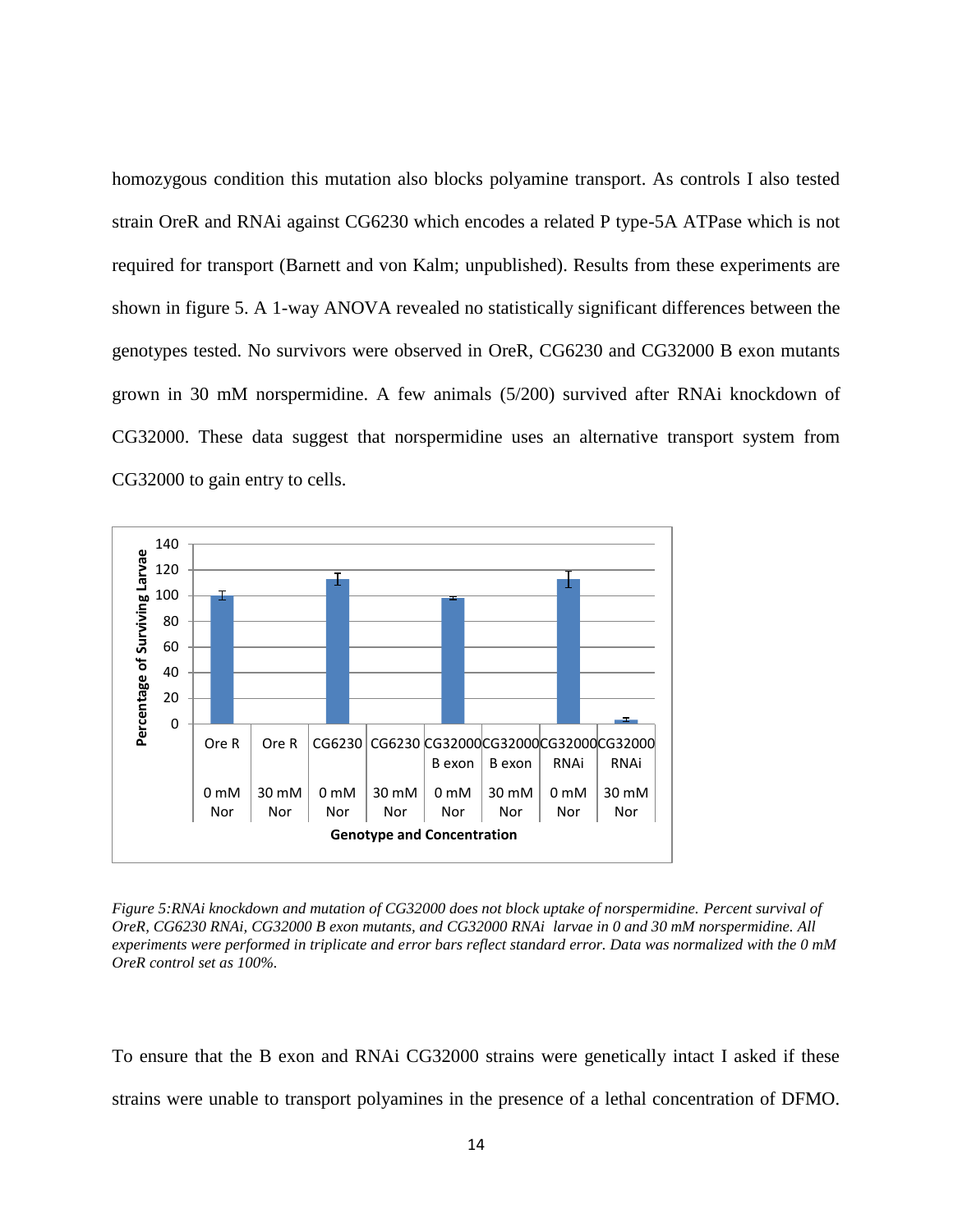homozygous condition this mutation also blocks polyamine transport. As controls I also tested strain OreR and RNAi against CG6230 which encodes a related P type-5A ATPase which is not required for transport (Barnett and von Kalm; unpublished). Results from these experiments are shown in figure 5. A 1-way ANOVA revealed no statistically significant differences between the genotypes tested. No survivors were observed in OreR, CG6230 and CG32000 B exon mutants grown in 30 mM norspermidine. A few animals (5/200) survived after RNAi knockdown of CG32000. These data suggest that norspermidine uses an alternative transport system from CG32000 to gain entry to cells.

*Figure 5: RNAi knockdown and mutation of CG32000 does not block uptake of norspermidine. Percent survival of OreR, CG6230 RNAi, CG32000 B exon mutants, and CG32000 RNAi larvae in 0 and 30 mM norspermidine. All experiments were performed in triplicate and error bars reflect standard error. Data was normalized with the 0 mM OreR control set as 100%.*

To ensure that the B exon and RNAi CG32000 strains were genetically intact I asked if these strains were unable to transport polyamines in the presence of a lethal concentration of DFMO.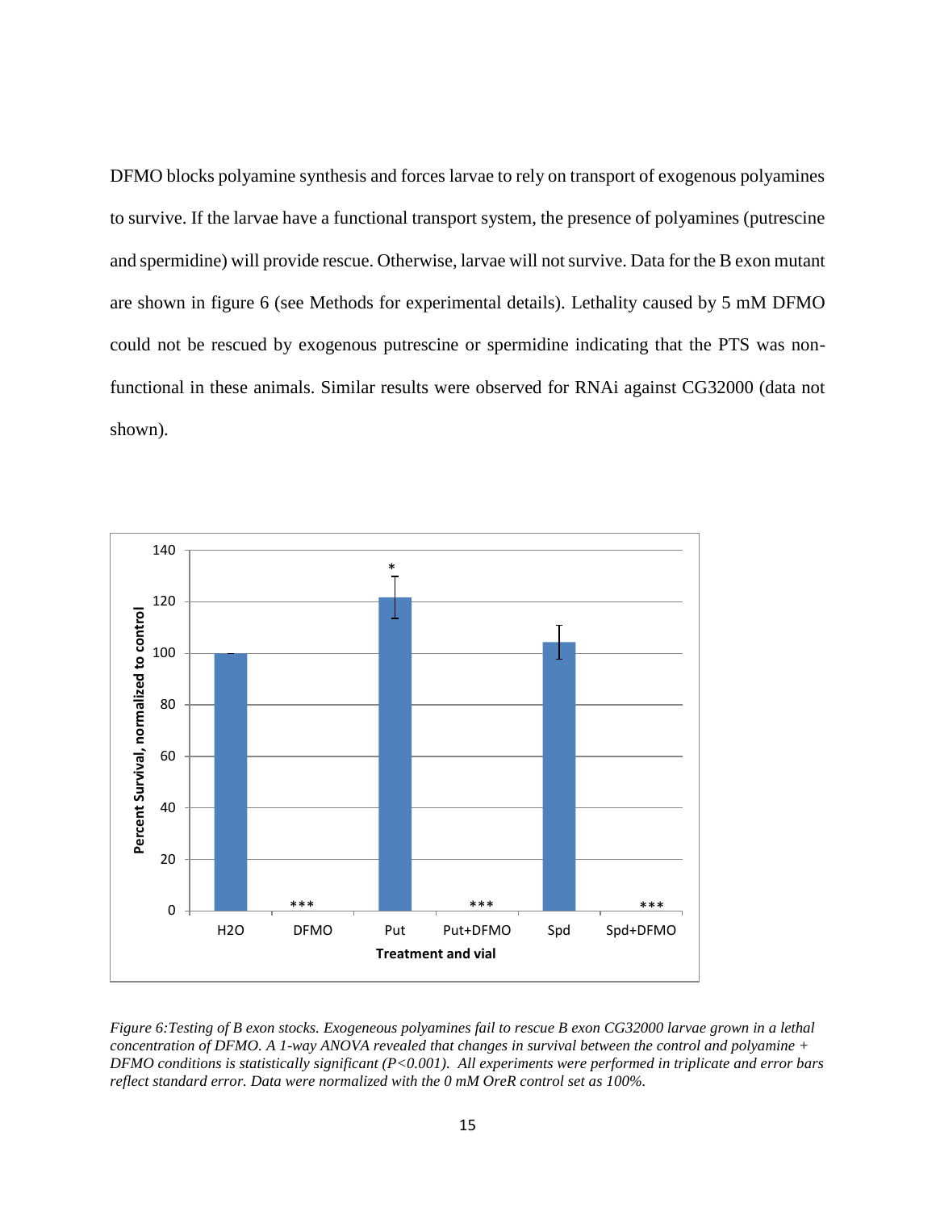DFMO blocks polyamine synthesis and forces larvae to rely on transport of exogenous polyamines to survive. If the larvae have a functional transport system, the presence of polyamines (putrescine and spermidine) will provide rescue. Otherwise, larvae will not survive. Data for the B exon mutant are shown in figure 6 (see Methods for experimental details). Lethality caused by 5 mM DFMO could not be rescued by exogenous putrescine or spermidine indicating that the PTS was non-functional in these animals. Similar results were observed for RNAi against CG32000 (data not shown).

*Figure 6:Testing of B exon stocks. Exogeneous polyamines fail to rescue B exon CG32000 larvae grown in a lethal concentration of DFMO. A 1-way ANOVA revealed that changes in survival between the control and polyamine + DFMO conditions is statistically significant (P<0.001). All experiments were performed in triplicate and error bars reflect standard error. Data were normalized with the 0 mM OreR control set as 100%.*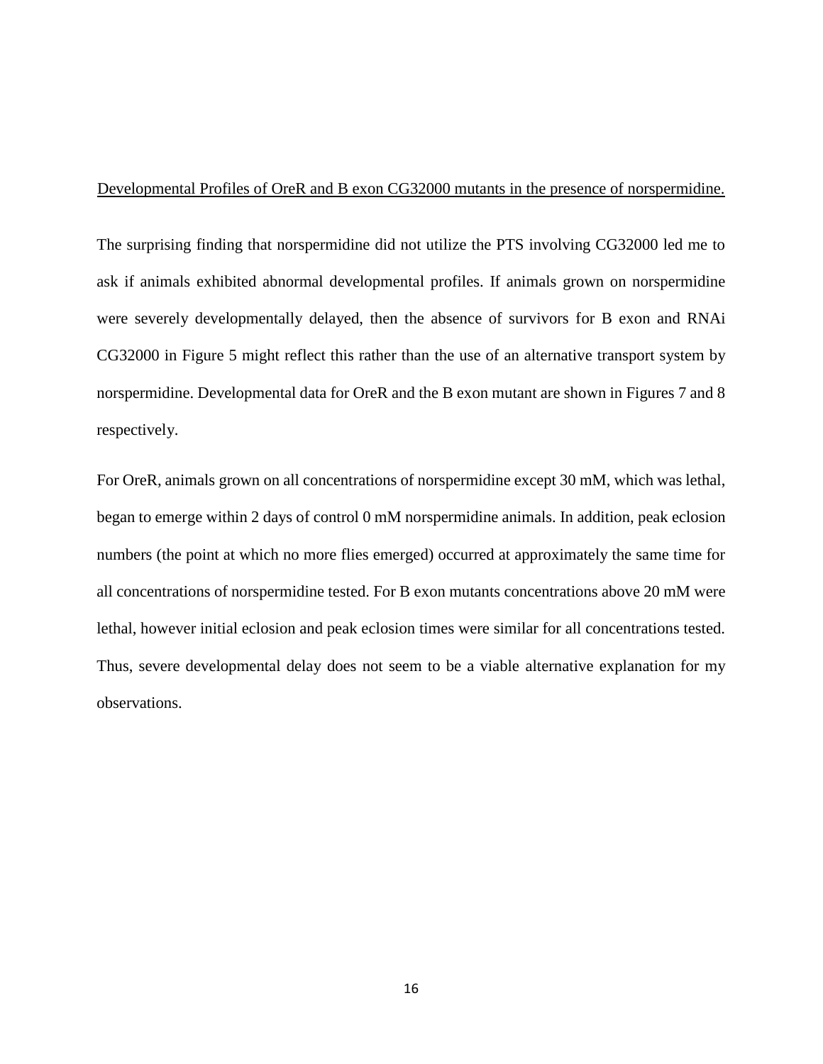<u>Developmental Profiles of OreR and B exon CG32000 mutants in the presence of norspermidine.</u>

The surprising finding that norspermidine did not utilize the PTS involving CG32000 led me to ask if animals exhibited abnormal developmental profiles. If animals grown on norspermidine were severely developmentally delayed, then the absence of survivors for B exon and RNAi CG32000 in Figure 5 might reflect this rather than the use of an alternative transport system by norspermidine. Developmental data for OreR and the B exon mutant are shown in Figures 7 and 8 respectively.

For OreR, animals grown on all concentrations of norspermidine except 30 mM, which was lethal, began to emerge within 2 days of control 0 mM norspermidine animals. In addition, peak eclosion numbers (the point at which no more flies emerged) occurred at approximately the same time for all concentrations of norspermidine tested. For B exon mutants concentrations above 20 mM were lethal, however initial eclosion and peak eclosion times were similar for all concentrations tested. Thus, severe developmental delay does not seem to be a viable alternative explanation for my observations.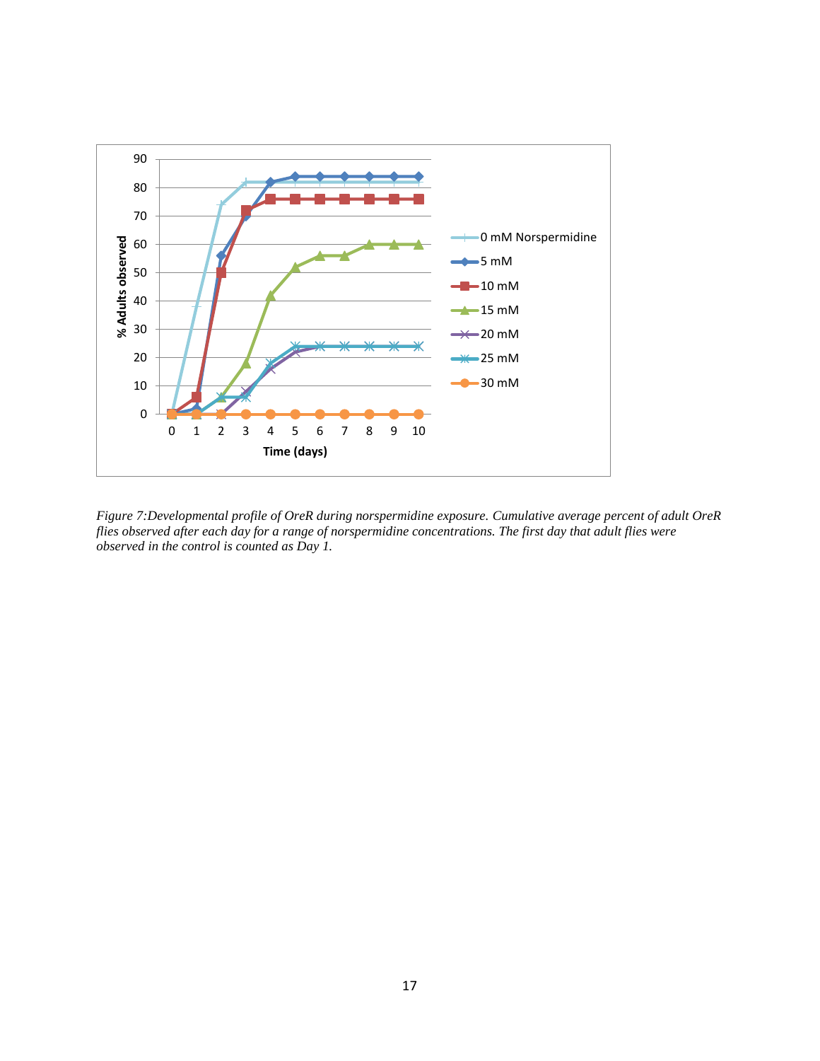*Figure 7:Developmental profile of OreR during norspermidine exposure. Cumulative average percent of adult OreR flies observed after each day for a range of norspermidine concentrations. The first day that adult flies were observed in the control is counted as Day 1.*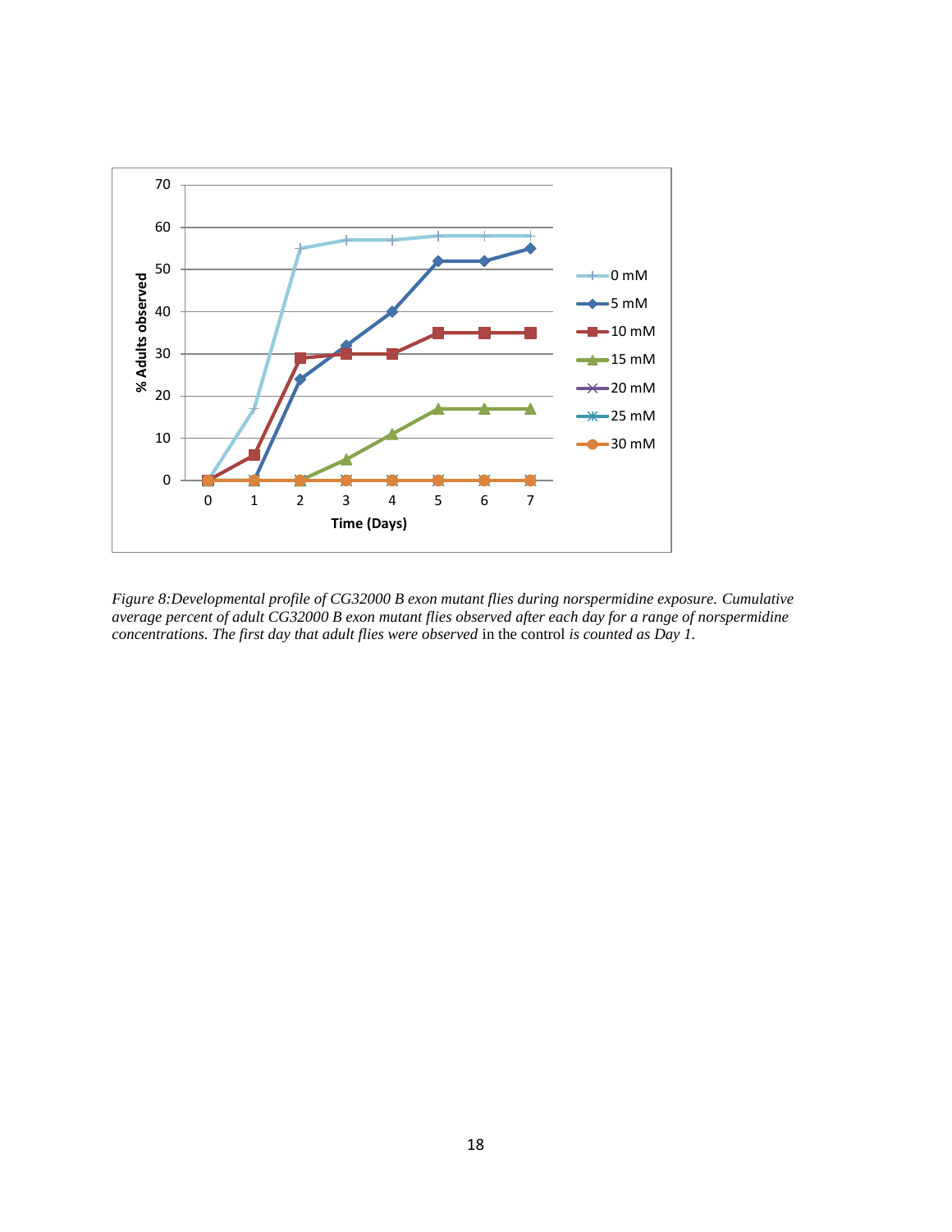*Figure 8:Developmental profile of CG32000 B exon mutant flies during norspermidine exposure. Cumulative average percent of adult CG32000 B exon mutant flies observed after each day for a range of norspermidine concentrations. The first day that adult flies were observed* in the control *is counted as Day 1.*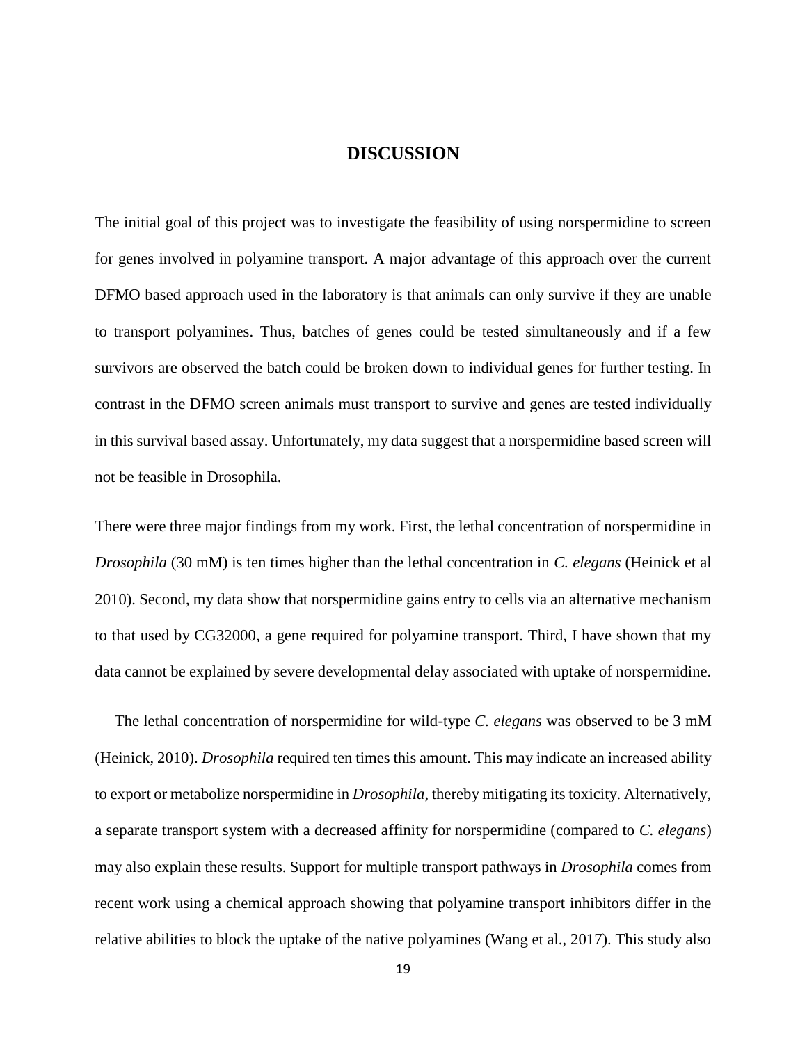# DISCUSSION

The initial goal of this project was to investigate the feasibility of using norspermidine to screen for genes involved in polyamine transport. A major advantage of this approach over the current DFMO based approach used in the laboratory is that animals can only survive if they are unable to transport polyamines. Thus, batches of genes could be tested simultaneously and if a few survivors are observed the batch could be broken down to individual genes for further testing. In contrast in the DFMO screen animals must transport to survive and genes are tested individually in this survival based assay. Unfortunately, my data suggest that a norspermidine based screen will not be feasible in Drosophila.

There were three major findings from my work. First, the lethal concentration of norspermidine in *Drosophila* (30 mM) is ten times higher than the lethal concentration in *C. elegans* (Heinick et al 2010). Second, my data show that norspermidine gains entry to cells via an alternative mechanism to that used by CG32000, a gene required for polyamine transport. Third, I have shown that my data cannot be explained by severe developmental delay associated with uptake of norspermidine.

The lethal concentration of norspermidine for wild-type *C. elegans* was observed to be 3 mM (Heinick, 2010). *Drosophila* required ten times this amount. This may indicate an increased ability to export or metabolize norspermidine in *Drosophila*, thereby mitigating its toxicity. Alternatively, a separate transport system with a decreased affinity for norspermidine (compared to *C. elegans*) may also explain these results. Support for multiple transport pathways in *Drosophila* comes from recent work using a chemical approach showing that polyamine transport inhibitors differ in the relative abilities to block the uptake of the native polyamines (Wang et al., 2017). This study also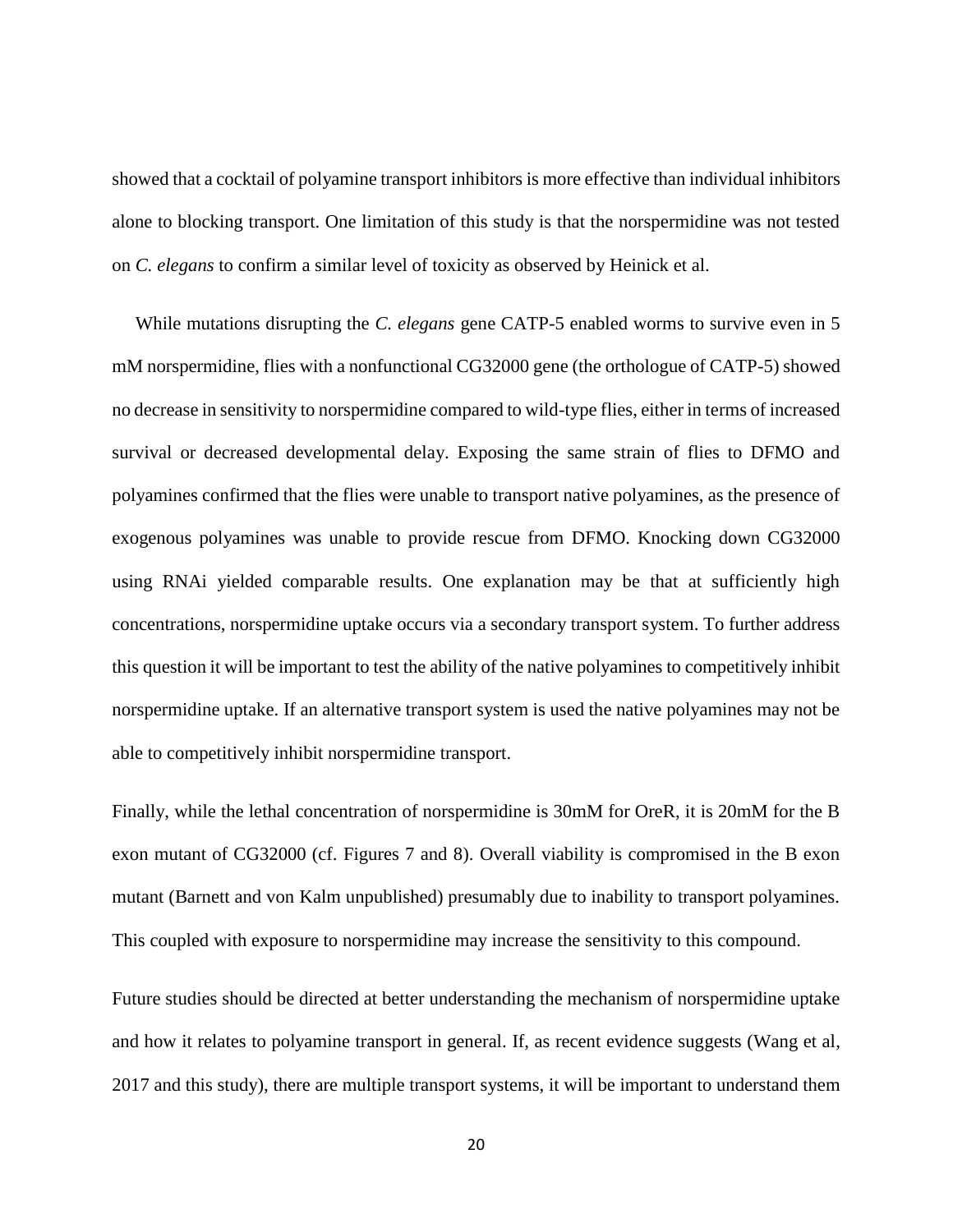showed that a cocktail of polyamine transport inhibitors is more effective than individual inhibitors alone to blocking transport. One limitation of this study is that the norspermidine was not tested on *C. elegans* to confirm a similar level of toxicity as observed by Heinick et al.

While mutations disrupting the *C. elegans* gene CATP-5 enabled worms to survive even in 5 mM norspermidine, flies with a nonfunctional CG32000 gene (the orthologue of CATP-5) showed no decrease in sensitivity to norspermidine compared to wild-type flies, either in terms of increased survival or decreased developmental delay. Exposing the same strain of flies to DFMO and polyamines confirmed that the flies were unable to transport native polyamines, as the presence of exogenous polyamines was unable to provide rescue from DFMO. Knocking down CG32000 using RNAi yielded comparable results. One explanation may be that at sufficiently high concentrations, norspermidine uptake occurs via a secondary transport system. To further address this question it will be important to test the ability of the native polyamines to competitively inhibit norspermidine uptake. If an alternative transport system is used the native polyamines may not be able to competitively inhibit norspermidine transport.

Finally, while the lethal concentration of norspermidine is 30mM for OreR, it is 20mM for the B exon mutant of CG32000 (cf. Figures 7 and 8). Overall viability is compromised in the B exon mutant (Barnett and von Kalm unpublished) presumably due to inability to transport polyamines. This coupled with exposure to norspermidine may increase the sensitivity to this compound.

Future studies should be directed at better understanding the mechanism of norspermidine uptake and how it relates to polyamine transport in general. If, as recent evidence suggests (Wang et al, 2017 and this study), there are multiple transport systems, it will be important to understand them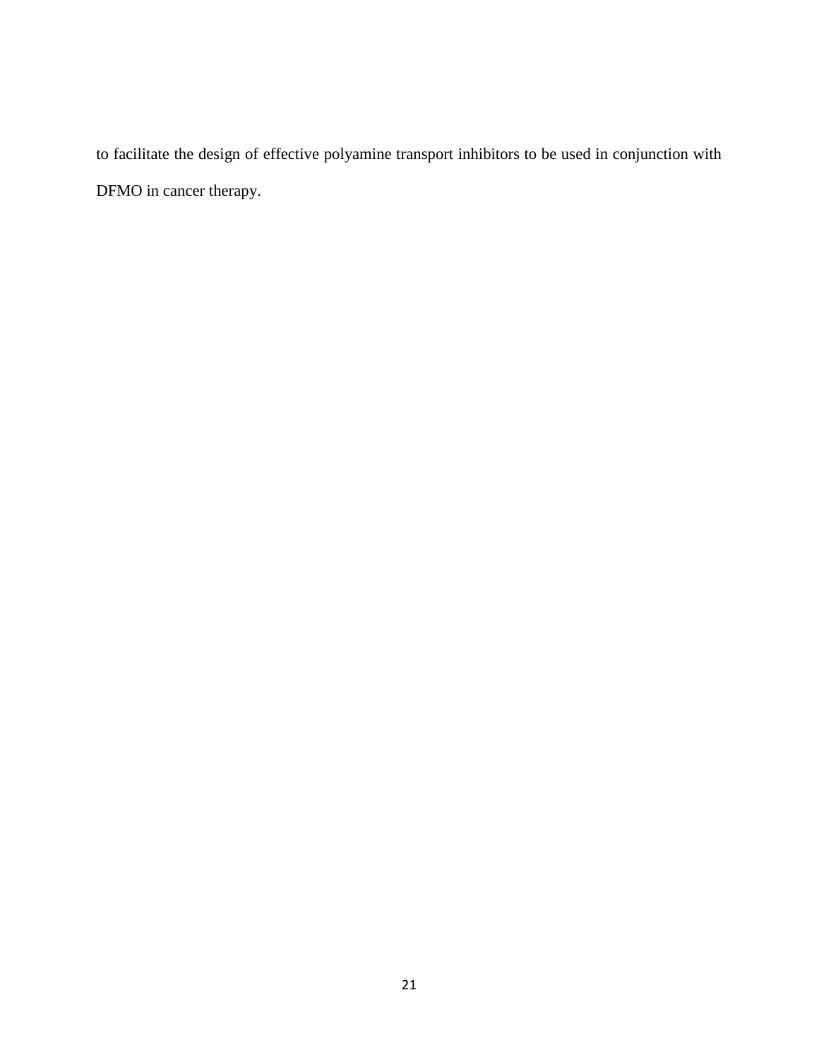to facilitate the design of effective polyamine transport inhibitors to be used in conjunction with DFMO in cancer therapy.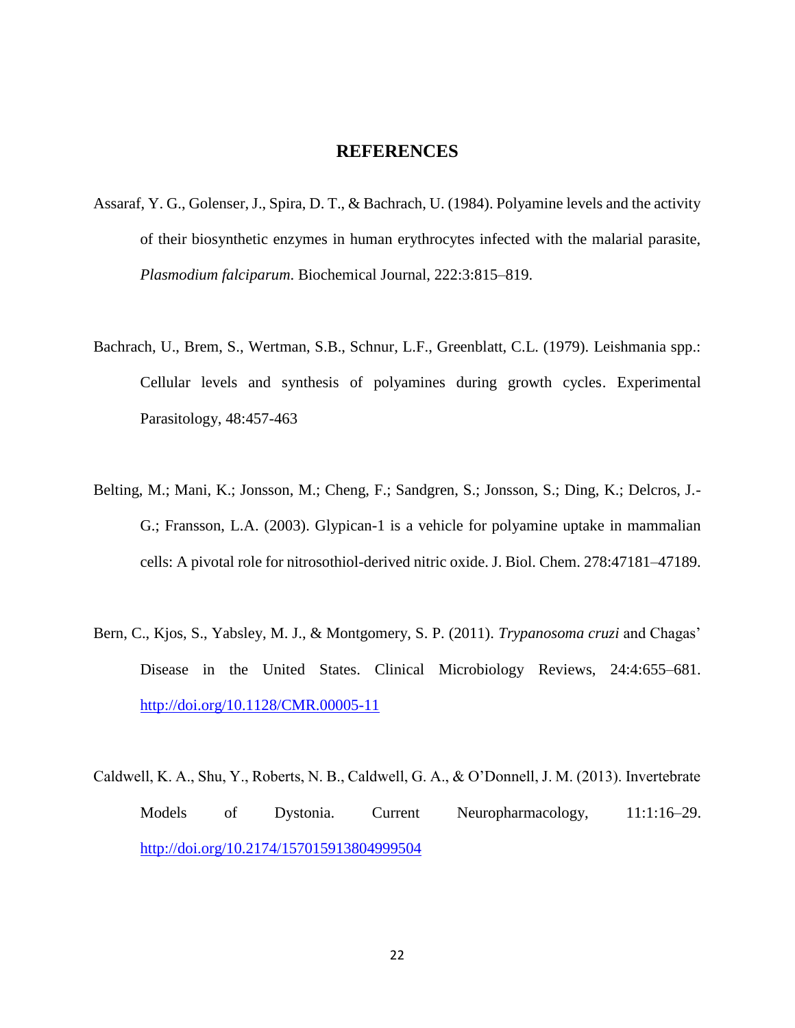# REFERENCES

Assaraf, Y. G., Golenser, J., Spira, D. T., & Bachrach, U. (1984). Polyamine levels and the activity of their biosynthetic enzymes in human erythrocytes infected with the malarial parasite, *Plasmodium falciparum*. Biochemical Journal, 222:3:815–819.

Bachrach, U., Brem, S., Wertman, S.B., Schnur, L.F., Greenblatt, C.L. (1979). Leishmania spp.: Cellular levels and synthesis of polyamines during growth cycles. Experimental Parasitology, 48:457-463

Belting, M.; Mani, K.; Jonsson, M.; Cheng, F.; Sandgren, S.; Jonsson, S.; Ding, K.; Delcros, J.-G.; Fransson, L.A. (2003). Glypican-1 is a vehicle for polyamine uptake in mammalian cells: A pivotal role for nitrosothiol-derived nitric oxide. J. Biol. Chem. 278:47181–47189.

Bern, C., Kjos, S., Yabsley, M. J., & Montgomery, S. P. (2011). *Trypanosoma cruzi* and Chagas' Disease in the United States. Clinical Microbiology Reviews, 24:4:655–681. http://doi.org/10.1128/CMR.00005-11

Caldwell, K. A., Shu, Y., Roberts, N. B., Caldwell, G. A., & O'Donnell, J. M. (2013). Invertebrate Models of Dystonia. Current Neuropharmacology, 11:1:16–29. http://doi.org/10.2174/157015913804999504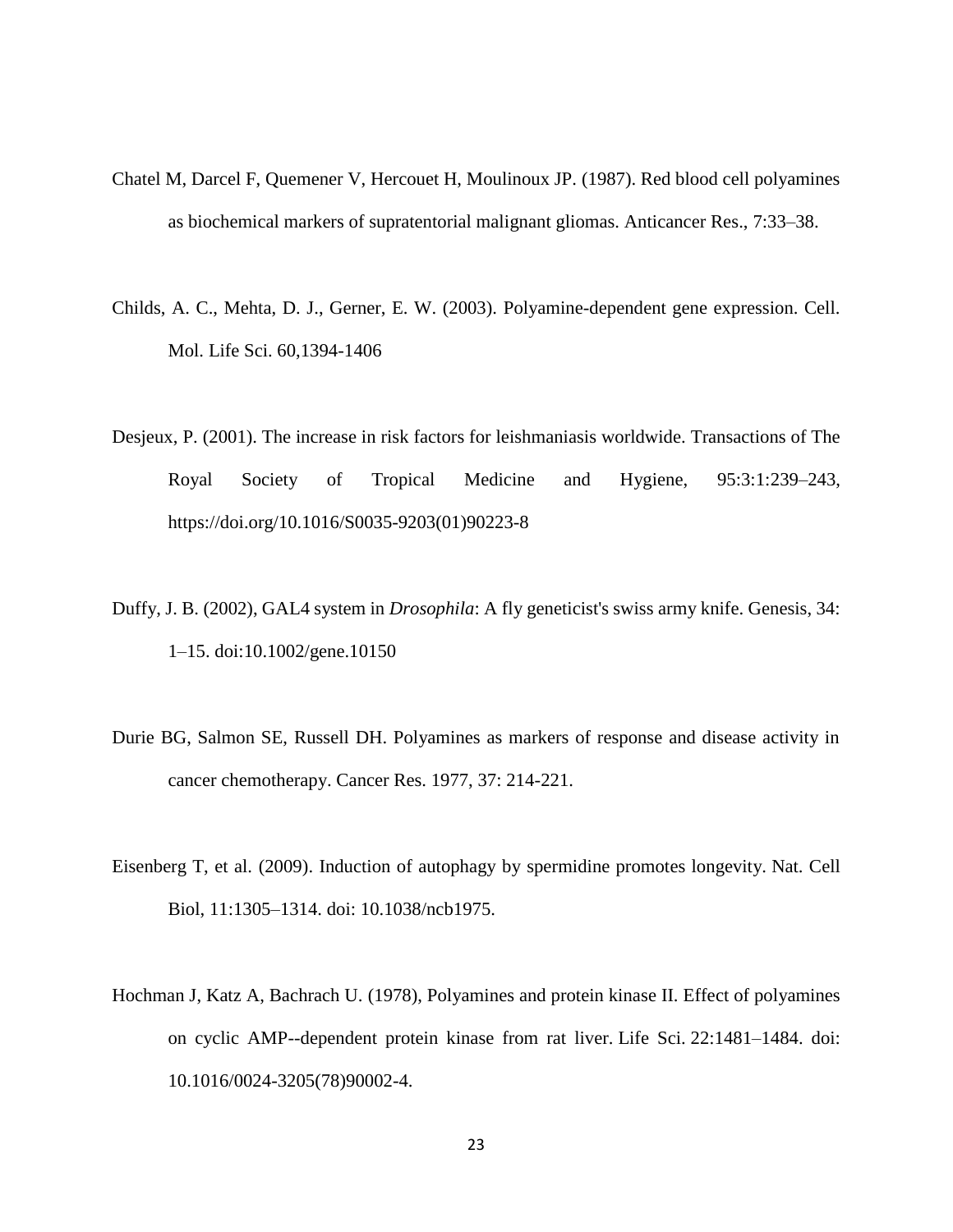Chatel M, Darcel F, Quemener V, Hercouet H, Moulinoux JP. (1987). Red blood cell polyamines as biochemical markers of supratentorial malignant gliomas. Anticancer Res., 7:33–38.

Childs, A. C., Mehta, D. J., Gerner, E. W. (2003). Polyamine-dependent gene expression. Cell. Mol. Life Sci. 60,1394-1406

Desjeux, P. (2001). The increase in risk factors for leishmaniasis worldwide. Transactions of The Royal Society of Tropical Medicine and Hygiene, 95:3:1:239–243, https://doi.org/10.1016/S0035-9203(01)90223-8

Duffy, J. B. (2002), GAL4 system in *Drosophila*: A fly geneticist's swiss army knife. Genesis, 34: 1–15. doi:10.1002/gene.10150

Durie BG, Salmon SE, Russell DH. Polyamines as markers of response and disease activity in cancer chemotherapy. Cancer Res. 1977, 37: 214-221.

Eisenberg T, et al. (2009). Induction of autophagy by spermidine promotes longevity. Nat. Cell Biol, 11:1305–1314. doi: 10.1038/ncb1975.

Hochman J, Katz A, Bachrach U. (1978), Polyamines and protein kinase II. Effect of polyamines on cyclic AMP--dependent protein kinase from rat liver. Life Sci. 22:1481–1484. doi: 10.1016/0024-3205(78)90002-4.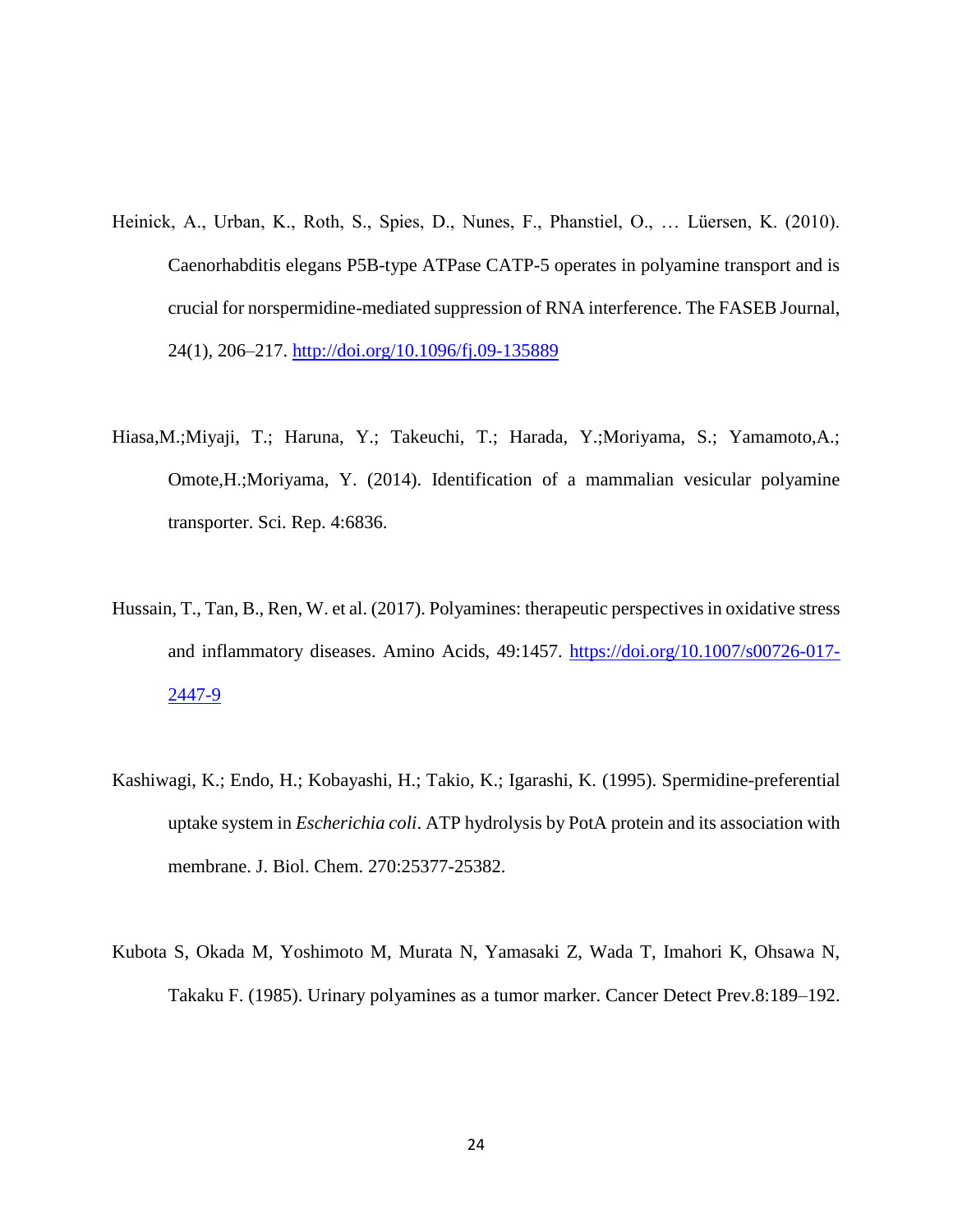Heinick, A., Urban, K., Roth, S., Spies, D., Nunes, F., Phanstiel, O., … Lüersen, K. (2010). Caenorhabditis elegans P5B-type ATPase CATP-5 operates in polyamine transport and is crucial for norspermidine-mediated suppression of RNA interference. The FASEB Journal, 24(1), 206–217. http://doi.org/10.1096/fj.09-135889

Hiasa,M.;Miyaji, T.; Haruna, Y.; Takeuchi, T.; Harada, Y.;Moriyama, S.; Yamamoto,A.; Omote,H.;Moriyama, Y. (2014). Identification of a mammalian vesicular polyamine transporter. Sci. Rep. 4:6836.

Hussain, T., Tan, B., Ren, W. et al. (2017). Polyamines: therapeutic perspectives in oxidative stress and inflammatory diseases. Amino Acids, 49:1457. https://doi.org/10.1007/s00726-017-2447-9

Kashiwagi, K.; Endo, H.; Kobayashi, H.; Takio, K.; Igarashi, K. (1995). Spermidine-preferential uptake system in *Escherichia coli*. ATP hydrolysis by PotA protein and its association with membrane. J. Biol. Chem. 270:25377-25382.

Kubota S, Okada M, Yoshimoto M, Murata N, Yamasaki Z, Wada T, Imahori K, Ohsawa N, Takaku F. (1985). Urinary polyamines as a tumor marker. Cancer Detect Prev.8:189–192.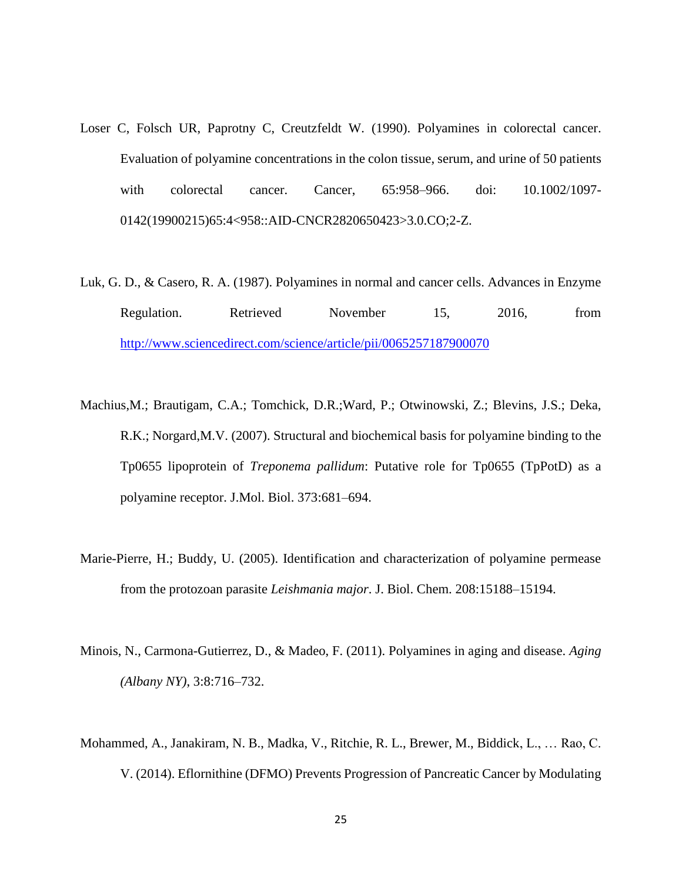Loser C, Folsch UR, Paprotny C, Creutzfeldt W. (1990). Polyamines in colorectal cancer. Evaluation of polyamine concentrations in the colon tissue, serum, and urine of 50 patients with colorectal cancer. Cancer, 65:958–966. doi: 10.1002/1097-0142(19900215)65:4<958::AID-CNCR2820650423>3.0.CO;2-Z.

Luk, G. D., & Casero, R. A. (1987). Polyamines in normal and cancer cells. Advances in Enzyme Regulation. Retrieved November 15, 2016, from http://www.sciencedirect.com/science/article/pii/0065257187900070

Machius,M.; Brautigam, C.A.; Tomchick, D.R.;Ward, P.; Otwinowski, Z.; Blevins, J.S.; Deka, R.K.; Norgard,M.V. (2007). Structural and biochemical basis for polyamine binding to the Tp0655 lipoprotein of *Treponema pallidum*: Putative role for Tp0655 (TpPotD) as a polyamine receptor. J.Mol. Biol. 373:681–694.

Marie-Pierre, H.; Buddy, U. (2005). Identification and characterization of polyamine permease from the protozoan parasite *Leishmania major*. J. Biol. Chem. 208:15188–15194.

Minois, N., Carmona-Gutierrez, D., & Madeo, F. (2011). Polyamines in aging and disease. *Aging (Albany NY)*, 3:8:716–732.

Mohammed, A., Janakiram, N. B., Madka, V., Ritchie, R. L., Brewer, M., Biddick, L., … Rao, C. V. (2014). Eflornithine (DFMO) Prevents Progression of Pancreatic Cancer by Modulating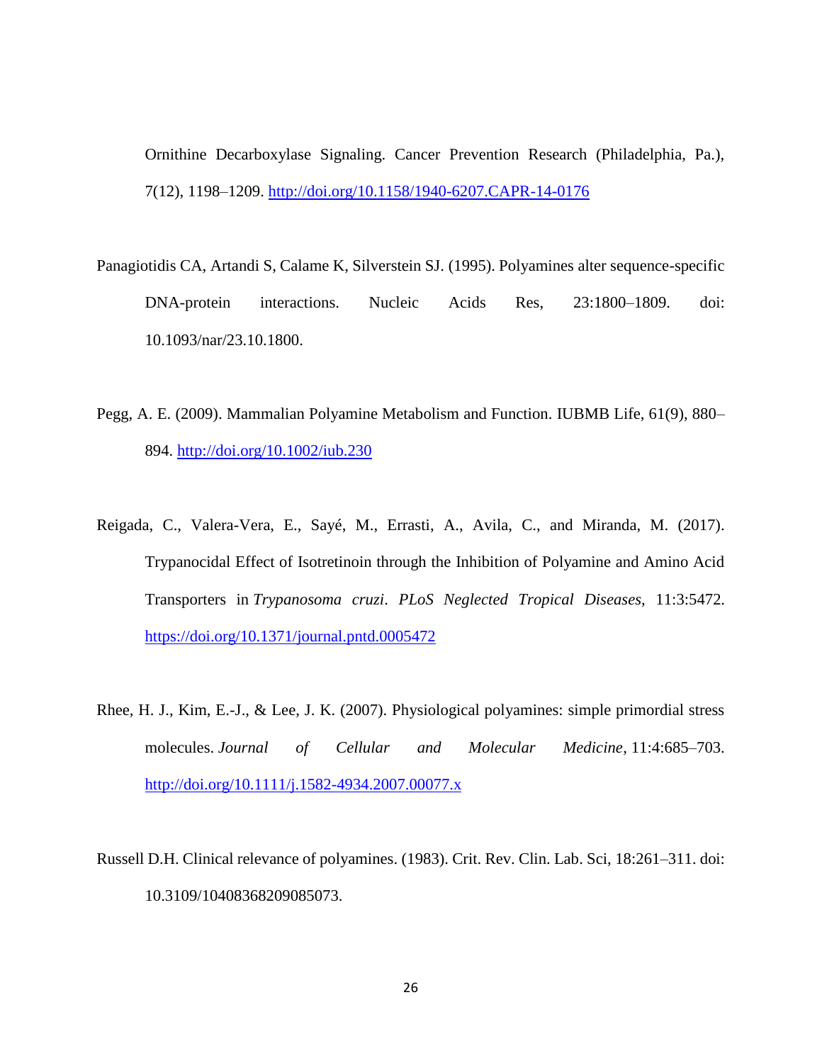Ornithine Decarboxylase Signaling. Cancer Prevention Research (Philadelphia, Pa.), 7(12), 1198–1209. http://doi.org/10.1158/1940-6207.CAPR-14-0176

Panagiotidis CA, Artandi S, Calame K, Silverstein SJ. (1995). Polyamines alter sequence-specific DNA-protein interactions. Nucleic Acids Res, 23:1800–1809. doi: 10.1093/nar/23.10.1800.

Pegg, A. E. (2009). Mammalian Polyamine Metabolism and Function. IUBMB Life, 61(9), 880–894. http://doi.org/10.1002/iub.230

Reigada, C., Valera-Vera, E., Sayé, M., Errasti, A., Avila, C., and Miranda, M. (2017). Trypanocidal Effect of Isotretinoin through the Inhibition of Polyamine and Amino Acid Transporters in *Trypanosoma cruzi*. *PLoS Neglected Tropical Diseases*, 11:3:5472. https://doi.org/10.1371/journal.pntd.0005472

Rhee, H. J., Kim, E.-J., & Lee, J. K. (2007). Physiological polyamines: simple primordial stress molecules. *Journal of Cellular and Molecular Medicine*, 11:4:685–703. http://doi.org/10.1111/j.1582-4934.2007.00077.x

Russell D.H. Clinical relevance of polyamines. (1983). Crit. Rev. Clin. Lab. Sci, 18:261–311. doi: 10.3109/10408368209085073.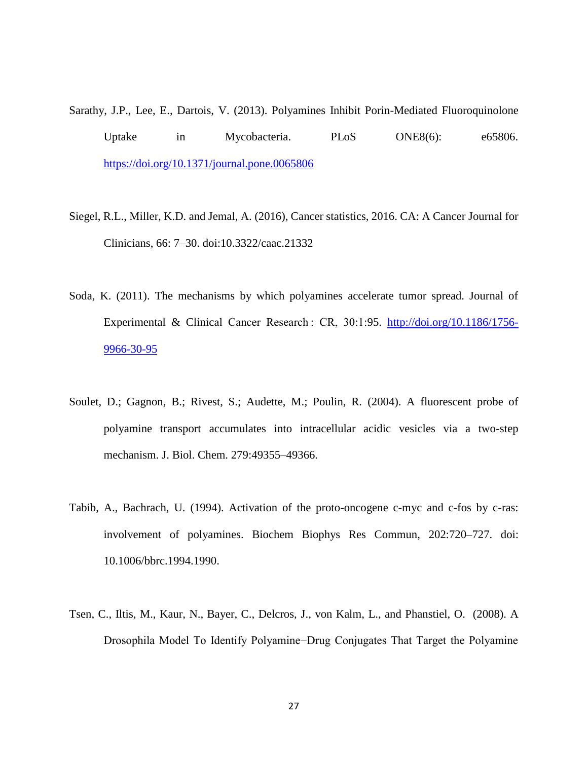Sarathy, J.P., Lee, E., Dartois, V. (2013). Polyamines Inhibit Porin-Mediated Fluoroquinolone Uptake in Mycobacteria. PLoS ONE8(6): e65806. https://doi.org/10.1371/journal.pone.0065806

Siegel, R.L., Miller, K.D. and Jemal, A. (2016), Cancer statistics, 2016. CA: A Cancer Journal for Clinicians, 66: 7–30. doi:10.3322/caac.21332

Soda, K. (2011). The mechanisms by which polyamines accelerate tumor spread. Journal of Experimental & Clinical Cancer Research : CR, 30:1:95. http://doi.org/10.1186/1756-9966-30-95

Soulet, D.; Gagnon, B.; Rivest, S.; Audette, M.; Poulin, R. (2004). A fluorescent probe of polyamine transport accumulates into intracellular acidic vesicles via a two-step mechanism. J. Biol. Chem. 279:49355–49366.

Tabib, A., Bachrach, U. (1994). Activation of the proto-oncogene c-myc and c-fos by c-ras: involvement of polyamines. Biochem Biophys Res Commun, 202:720–727. doi: 10.1006/bbrc.1994.1990.

Tsen, C., Iltis, M., Kaur, N., Bayer, C., Delcros, J., von Kalm, L., and Phanstiel, O. (2008). A Drosophila Model To Identify Polyamine−Drug Conjugates That Target the Polyamine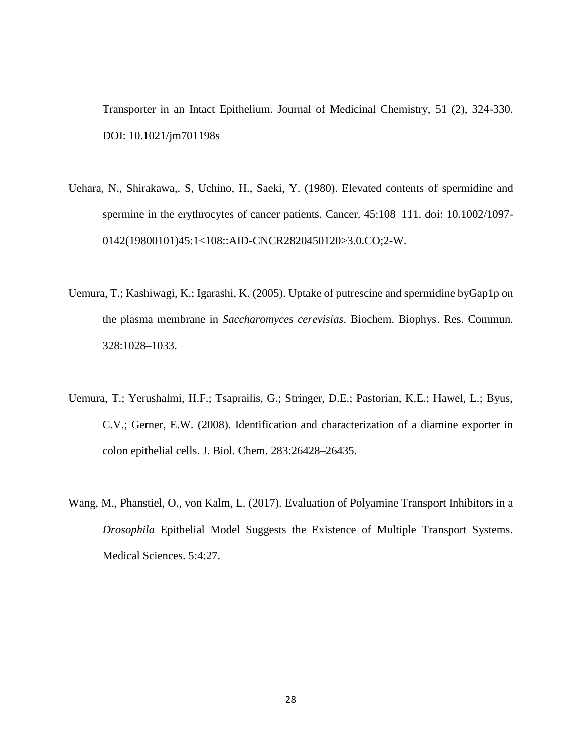Transporter in an Intact Epithelium. Journal of Medicinal Chemistry, 51 (2), 324-330. DOI: 10.1021/jm701198s

Uehara, N., Shirakawa,. S, Uchino, H., Saeki, Y. (1980). Elevated contents of spermidine and spermine in the erythrocytes of cancer patients. Cancer. 45:108–111. doi: 10.1002/1097-0142(19800101)45:1<108::AID-CNCR2820450120>3.0.CO;2-W.

Uemura, T.; Kashiwagi, K.; Igarashi, K. (2005). Uptake of putrescine and spermidine byGap1p on the plasma membrane in *Saccharomyces cerevisias*. Biochem. Biophys. Res. Commun. 328:1028–1033.

Uemura, T.; Yerushalmi, H.F.; Tsaprailis, G.; Stringer, D.E.; Pastorian, K.E.; Hawel, L.; Byus, C.V.; Gerner, E.W. (2008). Identification and characterization of a diamine exporter in colon epithelial cells. J. Biol. Chem. 283:26428–26435.

Wang, M., Phanstiel, O., von Kalm, L. (2017). Evaluation of Polyamine Transport Inhibitors in a *Drosophila* Epithelial Model Suggests the Existence of Multiple Transport Systems. Medical Sciences. 5:4:27.